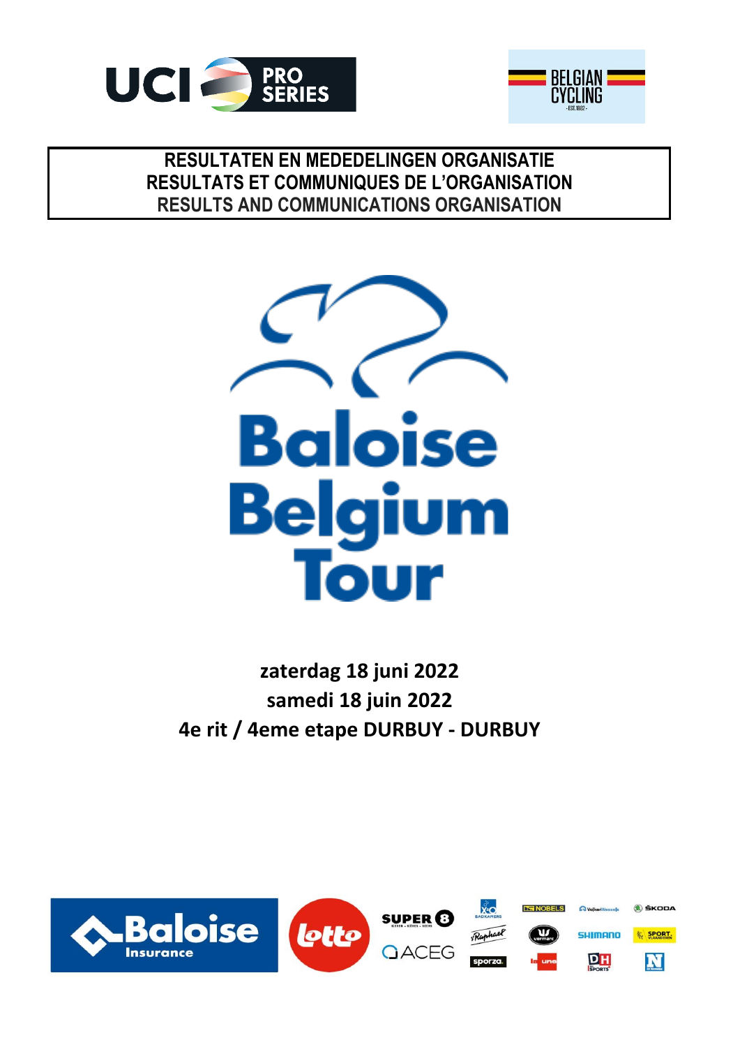# RESULTATEN EN MEDEDELINGEN ORGANISATIE
# RESULTATS ET COMMUNIQUES DE L'ORGANISATION
# RESULTS AND COMMUNICATIONS ORGANISATION

**Baloise Belgium Tour**

**zaterdag 18 juni 2022**

**samedi 18 juin 2022**

**4e rit / 4eme etape DURBUY - DURBUY**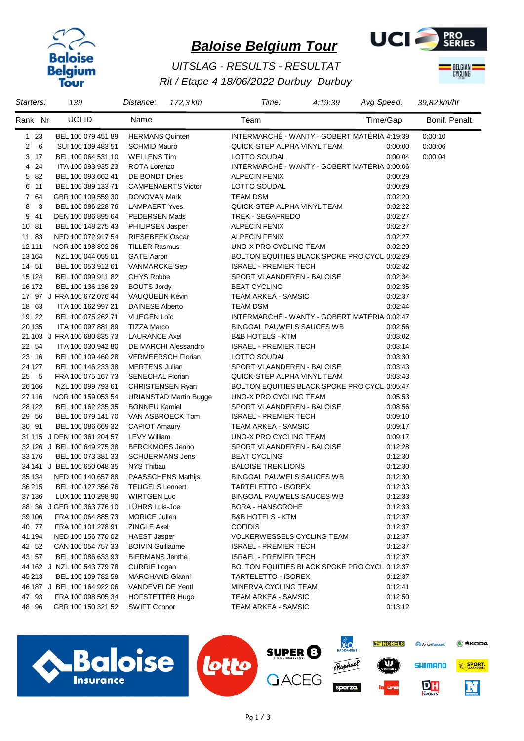# Baloise Belgium Tour

*UITSLAG - RESULTS - RESULTAT*

*Rit / Etape 4 18/06/2022 Durbuy Durbuy*

| Starters: | 139 | Distance: | 172,3 km | Time: | 4:19:39 | Avg Speed. | 39,82 km/hr |
|---|---|---|---|---|---|---|---|

| Rank | Nr | | UCI ID | Name | Team | Time/Gap | Bonif. | Penalt. |
|---|---|---|---|---|---|---|---|---|
| 1 | 23 | | BEL 100 079 451 89 | HERMANS Quinten | INTERMARCHÉ - WANTY - GOBERT MATÉRIA | 4:19:39 | 0:00:10 | |
| 2 | 6 | | SUI 100 109 483 51 | SCHMID Mauro | QUICK-STEP ALPHA VINYL TEAM | 0:00:00 | 0:00:06 | |
| 3 | 17 | | BEL 100 064 531 10 | WELLENS Tim | LOTTO SOUDAL | 0:00:04 | 0:00:04 | |
| 4 | 24 | | ITA 100 093 935 23 | ROTA Lorenzo | INTERMARCHÉ - WANTY - GOBERT MATÉRIA | 0:00:06 | | |
| 5 | 82 | | BEL 100 093 662 41 | DE BONDT Dries | ALPECIN FENIX | 0:00:29 | | |
| 6 | 11 | | BEL 100 089 133 71 | CAMPENAERTS Victor | LOTTO SOUDAL | 0:00:29 | | |
| 7 | 64 | | GBR 100 109 559 30 | DONOVAN Mark | TEAM DSM | 0:02:20 | | |
| 8 | 3 | | BEL 100 086 228 76 | LAMPAERT Yves | QUICK-STEP ALPHA VINYL TEAM | 0:02:22 | | |
| 9 | 41 | | DEN 100 086 895 64 | PEDERSEN Mads | TREK - SEGAFREDO | 0:02:27 | | |
| 10 | 81 | | BEL 100 148 275 43 | PHILIPSEN Jasper | ALPECIN FENIX | 0:02:27 | | |
| 11 | 83 | | NED 100 072 917 54 | RIESEBEEK Oscar | ALPECIN FENIX | 0:02:27 | | |
| 12 | 111 | | NOR 100 198 892 26 | TILLER Rasmus | UNO-X PRO CYCLING TEAM | 0:02:29 | | |
| 13 | 164 | | NZL 100 044 055 01 | GATE Aaron | BOLTON EQUITIES BLACK SPOKE PRO CYCL | 0:02:29 | | |
| 14 | 51 | | BEL 100 053 912 61 | VANMARCKE Sep | ISRAEL - PREMIER TECH | 0:02:32 | | |
| 15 | 124 | | BEL 100 099 911 82 | GHYS Robbe | SPORT VLAANDEREN - BALOISE | 0:02:34 | | |
| 16 | 172 | | BEL 100 136 136 29 | BOUTS Jordy | BEAT CYCLING | 0:02:35 | | |
| 17 | 97 | J | FRA 100 672 076 44 | VAUQUELIN Kévin | TEAM ARKEA - SAMSIC | 0:02:37 | | |
| 18 | 63 | | ITA 100 162 997 21 | DAINESE Alberto | TEAM DSM | 0:02:44 | | |
| 19 | 22 | | BEL 100 075 262 71 | VLIEGEN Loïc | INTERMARCHÉ - WANTY - GOBERT MATÉRIA | 0:02:47 | | |
| 20 | 135 | | ITA 100 097 881 89 | TIZZA Marco | BINGOAL PAUWELS SAUCES WB | 0:02:56 | | |
| 21 | 103 | J | FRA 100 680 835 73 | LAURANCE Axel | B&B HOTELS - KTM | 0:03:02 | | |
| 22 | 54 | | ITA 100 030 942 80 | DE MARCHI Alessandro | ISRAEL - PREMIER TECH | 0:03:14 | | |
| 23 | 16 | | BEL 100 109 460 28 | VERMEERSCH Florian | LOTTO SOUDAL | 0:03:30 | | |
| 24 | 127 | | BEL 100 146 233 38 | MERTENS Julian | SPORT VLAANDEREN - BALOISE | 0:03:43 | | |
| 25 | 5 | | FRA 100 075 167 73 | SENECHAL Florian | QUICK-STEP ALPHA VINYL TEAM | 0:03:43 | | |
| 26 | 166 | | NZL 100 099 793 61 | CHRISTENSEN Ryan | BOLTON EQUITIES BLACK SPOKE PRO CYCL | 0:05:47 | | |
| 27 | 116 | | NOR 100 159 053 54 | URIANSTAD Martin Bugge | UNO-X PRO CYCLING TEAM | 0:05:53 | | |
| 28 | 122 | | BEL 100 162 235 35 | BONNEU Kamiel | SPORT VLAANDEREN - BALOISE | 0:08:56 | | |
| 29 | 56 | | BEL 100 079 141 70 | VAN ASBROECK Tom | ISRAEL - PREMIER TECH | 0:09:10 | | |
| 30 | 91 | | BEL 100 086 669 32 | CAPIOT Amaury | TEAM ARKEA - SAMSIC | 0:09:17 | | |
| 31 | 115 | J | DEN 100 361 204 57 | LEVY William | UNO-X PRO CYCLING TEAM | 0:09:17 | | |
| 32 | 126 | J | BEL 100 649 275 38 | BERCKMOES Jenno | SPORT VLAANDEREN - BALOISE | 0:12:28 | | |
| 33 | 176 | | BEL 100 073 381 33 | SCHUERMANS Jens | BEAT CYCLING | 0:12:30 | | |
| 34 | 141 | J | BEL 100 650 048 35 | NYS Thibau | BALOISE TREK LIONS | 0:12:30 | | |
| 35 | 134 | | NED 100 140 657 88 | PAASSCHENS Mathijs | BINGOAL PAUWELS SAUCES WB | 0:12:30 | | |
| 36 | 215 | | BEL 100 127 356 76 | TEUGELS Lennert | TARTELETTO - ISOREX | 0:12:33 | | |
| 37 | 136 | | LUX 100 110 298 90 | WIRTGEN Luc | BINGOAL PAUWELS SAUCES WB | 0:12:33 | | |
| 38 | 36 | J | GER 100 363 776 10 | LÜHRS Luis-Joe | BORA - HANSGROHE | 0:12:33 | | |
| 39 | 106 | | FRA 100 064 885 73 | MORICE Julien | B&B HOTELS - KTM | 0:12:37 | | |
| 40 | 77 | | FRA 100 101 278 91 | ZINGLE Axel | COFIDIS | 0:12:37 | | |
| 41 | 194 | | NED 100 156 770 02 | HAEST Jasper | VOLKERWESSELS CYCLING TEAM | 0:12:37 | | |
| 42 | 52 | | CAN 100 054 757 33 | BOIVIN Guillaume | ISRAEL - PREMIER TECH | 0:12:37 | | |
| 43 | 57 | | BEL 100 086 633 93 | BIERMANS Jenthe | ISRAEL - PREMIER TECH | 0:12:37 | | |
| 44 | 162 | J | NZL 100 543 779 78 | CURRIE Logan | BOLTON EQUITIES BLACK SPOKE PRO CYCL | 0:12:37 | | |
| 45 | 213 | | BEL 100 109 782 59 | MARCHAND Gianni | TARTELETTO - ISOREX | 0:12:37 | | |
| 46 | 187 | J | BEL 100 164 922 06 | VANDEVELDE Yentl | MINERVA CYCLING TEAM | 0:12:41 | | |
| 47 | 93 | | FRA 100 098 505 34 | HOFSTETTER Hugo | TEAM ARKEA - SAMSIC | 0:12:50 | | |
| 48 | 96 | | GBR 100 150 321 52 | SWIFT Connor | TEAM ARKEA - SAMSIC | 0:13:12 | | |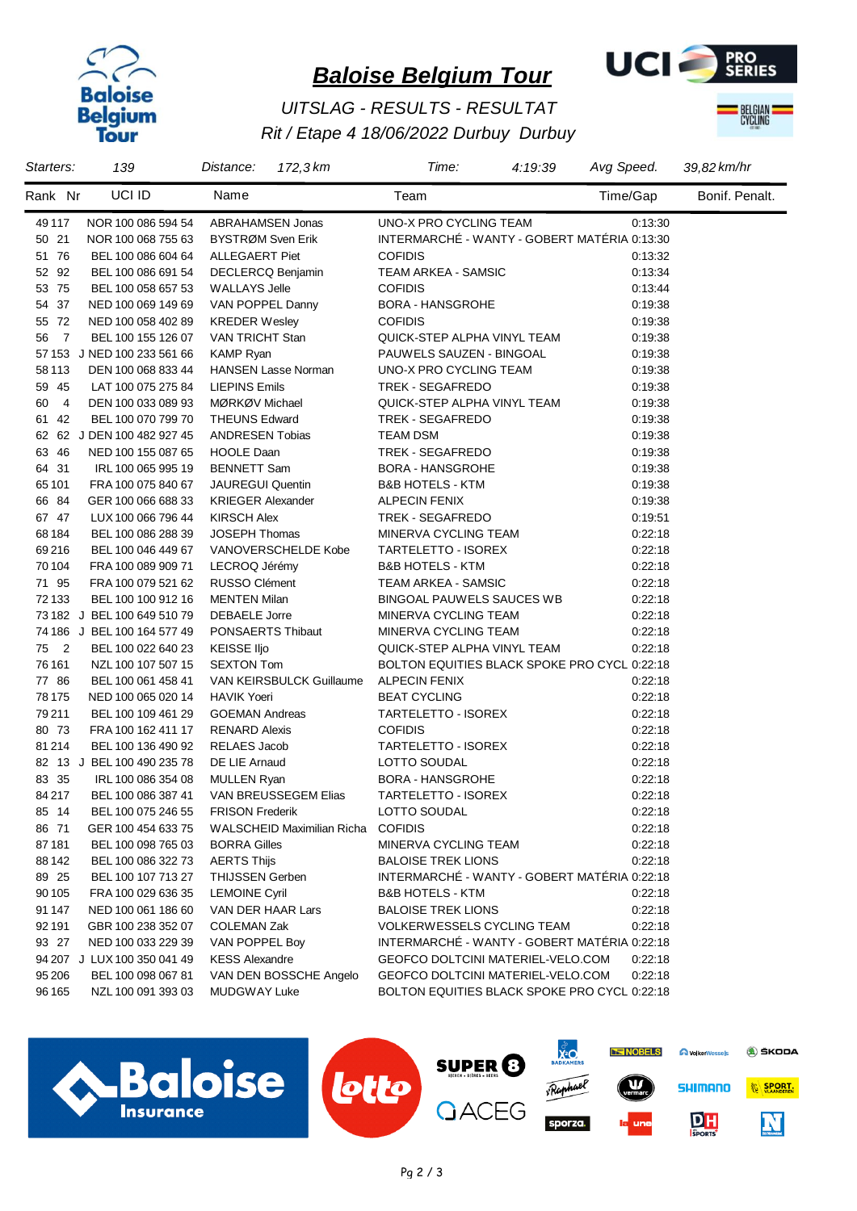# Baloise Belgium Tour

*UITSLAG - RESULTS - RESULTAT*

*Rit / Etape 4 18/06/2022 Durbuy Durbuy*

| *Starters:* | 139 | *Distance:* | *172,3 km* | *Time:* | *4:19:39* | *Avg Speed.* | *39,82 km/hr* |
|---|---|---|---|---|---|---|---|

| Rank | Nr | | UCI ID | Name | Team | Time/Gap | Bonif. Penalt. |
|---|---|---|---|---|---|---|---|
| 49 | 117 | | NOR 100 086 594 54 | ABRAHAMSEN Jonas | UNO-X PRO CYCLING TEAM | 0:13:30 | |
| 50 | 21 | | NOR 100 068 755 63 | BYSTRØM Sven Erik | INTERMARCHÉ - WANTY - GOBERT MATÉRIA | 0:13:30 | |
| 51 | 76 | | BEL 100 086 604 64 | ALLEGAERT Piet | COFIDIS | 0:13:32 | |
| 52 | 92 | | BEL 100 086 691 54 | DECLERCQ Benjamin | TEAM ARKEA - SAMSIC | 0:13:34 | |
| 53 | 75 | | BEL 100 058 657 53 | WALLAYS Jelle | COFIDIS | 0:13:44 | |
| 54 | 37 | | NED 100 069 149 69 | VAN POPPEL Danny | BORA - HANSGROHE | 0:19:38 | |
| 55 | 72 | | NED 100 058 402 89 | KREDER Wesley | COFIDIS | 0:19:38 | |
| 56 | 7 | | BEL 100 155 126 07 | VAN TRICHT Stan | QUICK-STEP ALPHA VINYL TEAM | 0:19:38 | |
| 57 | 153 | J | NED 100 233 561 66 | KAMP Ryan | PAUWELS SAUZEN - BINGOAL | 0:19:38 | |
| 58 | 113 | | DEN 100 068 833 44 | HANSEN Lasse Norman | UNO-X PRO CYCLING TEAM | 0:19:38 | |
| 59 | 45 | | LAT 100 075 275 84 | LIEPINS Emils | TREK - SEGAFREDO | 0:19:38 | |
| 60 | 4 | | DEN 100 033 089 93 | MØRKØV Michael | QUICK-STEP ALPHA VINYL TEAM | 0:19:38 | |
| 61 | 42 | | BEL 100 070 799 70 | THEUNS Edward | TREK - SEGAFREDO | 0:19:38 | |
| 62 | 62 | J | DEN 100 482 927 45 | ANDRESEN Tobias | TEAM DSM | 0:19:38 | |
| 63 | 46 | | NED 100 155 087 65 | HOOLE Daan | TREK - SEGAFREDO | 0:19:38 | |
| 64 | 31 | | IRL 100 065 995 19 | BENNETT Sam | BORA - HANSGROHE | 0:19:38 | |
| 65 | 101 | | FRA 100 075 840 67 | JAUREGUI Quentin | B&B HOTELS - KTM | 0:19:38 | |
| 66 | 84 | | GER 100 066 688 33 | KRIEGER Alexander | ALPECIN FENIX | 0:19:38 | |
| 67 | 47 | | LUX 100 066 796 44 | KIRSCH Alex | TREK - SEGAFREDO | 0:19:51 | |
| 68 | 184 | | BEL 100 086 288 39 | JOSEPH Thomas | MINERVA CYCLING TEAM | 0:22:18 | |
| 69 | 216 | | BEL 100 046 449 67 | VANOVERSCHELDE Kobe | TARTELETTO - ISOREX | 0:22:18 | |
| 70 | 104 | | FRA 100 089 909 71 | LECROQ Jérémy | B&B HOTELS - KTM | 0:22:18 | |
| 71 | 95 | | FRA 100 079 521 62 | RUSSO Clément | TEAM ARKEA - SAMSIC | 0:22:18 | |
| 72 | 133 | | BEL 100 100 912 16 | MENTEN Milan | BINGOAL PAUWELS SAUCES WB | 0:22:18 | |
| 73 | 182 | J | BEL 100 649 510 79 | DEBAELE Jorre | MINERVA CYCLING TEAM | 0:22:18 | |
| 74 | 186 | J | BEL 100 164 577 49 | PONSAERTS Thibaut | MINERVA CYCLING TEAM | 0:22:18 | |
| 75 | 2 | | BEL 100 022 640 23 | KEISSE Iljo | QUICK-STEP ALPHA VINYL TEAM | 0:22:18 | |
| 76 | 161 | | NZL 100 107 507 15 | SEXTON Tom | BOLTON EQUITIES BLACK SPOKE PRO CYCL | 0:22:18 | |
| 77 | 86 | | BEL 100 061 458 41 | VAN KEIRSBULCK Guillaume | ALPECIN FENIX | 0:22:18 | |
| 78 | 175 | | NED 100 065 020 14 | HAVIK Yoeri | BEAT CYCLING | 0:22:18 | |
| 79 | 211 | | BEL 100 109 461 29 | GOEMAN Andreas | TARTELETTO - ISOREX | 0:22:18 | |
| 80 | 73 | | FRA 100 162 411 17 | RENARD Alexis | COFIDIS | 0:22:18 | |
| 81 | 214 | | BEL 100 136 490 92 | RELAES Jacob | TARTELETTO - ISOREX | 0:22:18 | |
| 82 | 13 | J | BEL 100 490 235 78 | DE LIE Arnaud | LOTTO SOUDAL | 0:22:18 | |
| 83 | 35 | | IRL 100 086 354 08 | MULLEN Ryan | BORA - HANSGROHE | 0:22:18 | |
| 84 | 217 | | BEL 100 086 387 41 | VAN BREUSSEGEM Elias | TARTELETTO - ISOREX | 0:22:18 | |
| 85 | 14 | | BEL 100 075 246 55 | FRISON Frederik | LOTTO SOUDAL | 0:22:18 | |
| 86 | 71 | | GER 100 454 633 75 | WALSCHEID Maximilian Richa | COFIDIS | 0:22:18 | |
| 87 | 181 | | BEL 100 098 765 03 | BORRA Gilles | MINERVA CYCLING TEAM | 0:22:18 | |
| 88 | 142 | | BEL 100 086 322 73 | AERTS Thijs | BALOISE TREK LIONS | 0:22:18 | |
| 89 | 25 | | BEL 100 107 713 27 | THIJSSEN Gerben | INTERMARCHÉ - WANTY - GOBERT MATÉRIA | 0:22:18 | |
| 90 | 105 | | FRA 100 029 636 35 | LEMOINE Cyril | B&B HOTELS - KTM | 0:22:18 | |
| 91 | 147 | | NED 100 061 186 60 | VAN DER HAAR Lars | BALOISE TREK LIONS | 0:22:18 | |
| 92 | 191 | | GBR 100 238 352 07 | COLEMAN Zak | VOLKERWESSELS CYCLING TEAM | 0:22:18 | |
| 93 | 27 | | NED 100 033 229 39 | VAN POPPEL Boy | INTERMARCHÉ - WANTY - GOBERT MATÉRIA | 0:22:18 | |
| 94 | 207 | J | LUX 100 350 041 49 | KESS Alexandre | GEOFCO DOLTCINI MATERIEL-VELO.COM | 0:22:18 | |
| 95 | 206 | | BEL 100 098 067 81 | VAN DEN BOSSCHE Angelo | GEOFCO DOLTCINI MATERIEL-VELO.COM | 0:22:18 | |
| 96 | 165 | | NZL 100 091 393 03 | MUDGWAY Luke | BOLTON EQUITIES BLACK SPOKE PRO CYCL | 0:22:18 | |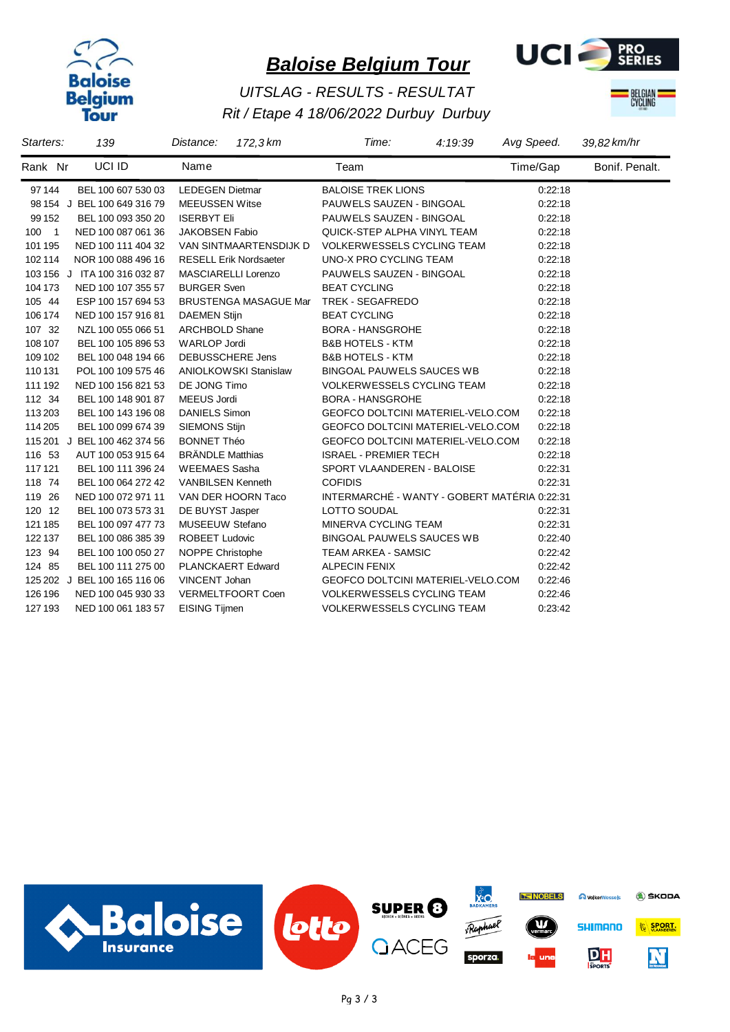# Baloise Belgium Tour

*UITSLAG - RESULTS - RESULTAT*

*Rit / Etape 4 18/06/2022 Durbuy Durbuy*

| *Starters:* | 139 | *Distance:* | *172,3 km* | *Time:* | *4:19:39* | *Avg Speed.* | *39,82 km/hr* |
|---|---|---|---|---|---|---|---|

| Rank | Nr | | UCI ID | Name | Team | Time/Gap | Bonif. Penalt. |
|---|---|---|---|---|---|---|---|
| 97 | 144 | | BEL 100 607 530 03 | LEDEGEN Dietmar | BALOISE TREK LIONS | 0:22:18 | |
| 98 | 154 | J | BEL 100 649 316 79 | MEEUSSEN Witse | PAUWELS SAUZEN - BINGOAL | 0:22:18 | |
| 99 | 152 | | BEL 100 093 350 20 | ISERBYT Eli | PAUWELS SAUZEN - BINGOAL | 0:22:18 | |
| 100 | 1 | | NED 100 087 061 36 | JAKOBSEN Fabio | QUICK-STEP ALPHA VINYL TEAM | 0:22:18 | |
| 101 | 195 | | NED 100 111 404 32 | VAN SINTMAARTENSDIJK D | VOLKERWESSELS CYCLING TEAM | 0:22:18 | |
| 102 | 114 | | NOR 100 088 496 16 | RESELL Erik Nordsaeter | UNO-X PRO CYCLING TEAM | 0:22:18 | |
| 103 | 156 | J | ITA 100 316 032 87 | MASCIARELLI Lorenzo | PAUWELS SAUZEN - BINGOAL | 0:22:18 | |
| 104 | 173 | | NED 100 107 355 57 | BURGER Sven | BEAT CYCLING | 0:22:18 | |
| 105 | 44 | | ESP 100 157 694 53 | BRUSTENGA MASAGUE Mar | TREK - SEGAFREDO | 0:22:18 | |
| 106 | 174 | | NED 100 157 916 81 | DAEMEN Stijn | BEAT CYCLING | 0:22:18 | |
| 107 | 32 | | NZL 100 055 066 51 | ARCHBOLD Shane | BORA - HANSGROHE | 0:22:18 | |
| 108 | 107 | | BEL 100 105 896 53 | WARLOP Jordi | B&B HOTELS - KTM | 0:22:18 | |
| 109 | 102 | | BEL 100 048 194 66 | DEBUSSCHERE Jens | B&B HOTELS - KTM | 0:22:18 | |
| 110 | 131 | | POL 100 109 575 46 | ANIOLKOWSKI Stanislaw | BINGOAL PAUWELS SAUCES WB | 0:22:18 | |
| 111 | 192 | | NED 100 156 821 53 | DE JONG Timo | VOLKERWESSELS CYCLING TEAM | 0:22:18 | |
| 112 | 34 | | BEL 100 148 901 87 | MEEUS Jordi | BORA - HANSGROHE | 0:22:18 | |
| 113 | 203 | | BEL 100 143 196 08 | DANIELS Simon | GEOFCO DOLTCINI MATERIEL-VELO.COM | 0:22:18 | |
| 114 | 205 | | BEL 100 099 674 39 | SIEMONS Stijn | GEOFCO DOLTCINI MATERIEL-VELO.COM | 0:22:18 | |
| 115 | 201 | J | BEL 100 462 374 56 | BONNET Théo | GEOFCO DOLTCINI MATERIEL-VELO.COM | 0:22:18 | |
| 116 | 53 | | AUT 100 053 915 64 | BRÄNDLE Matthias | ISRAEL - PREMIER TECH | 0:22:18 | |
| 117 | 121 | | BEL 100 111 396 24 | WEEMAES Sasha | SPORT VLAANDEREN - BALOISE | 0:22:31 | |
| 118 | 74 | | BEL 100 064 272 42 | VANBILSEN Kenneth | COFIDIS | 0:22:31 | |
| 119 | 26 | | NED 100 072 971 11 | VAN DER HOORN Taco | INTERMARCHÉ - WANTY - GOBERT MATÉRIA | 0:22:31 | |
| 120 | 12 | | BEL 100 073 573 31 | DE BUYST Jasper | LOTTO SOUDAL | 0:22:31 | |
| 121 | 185 | | BEL 100 097 477 73 | MUSEEUW Stefano | MINERVA CYCLING TEAM | 0:22:31 | |
| 122 | 137 | | BEL 100 086 385 39 | ROBEET Ludovic | BINGOAL PAUWELS SAUCES WB | 0:22:40 | |
| 123 | 94 | | BEL 100 100 050 27 | NOPPE Christophe | TEAM ARKEA - SAMSIC | 0:22:42 | |
| 124 | 85 | | BEL 100 111 275 00 | PLANCKAERT Edward | ALPECIN FENIX | 0:22:42 | |
| 125 | 202 | J | BEL 100 165 116 06 | VINCENT Johan | GEOFCO DOLTCINI MATERIEL-VELO.COM | 0:22:46 | |
| 126 | 196 | | NED 100 045 930 33 | VERMELFOORT Coen | VOLKERWESSELS CYCLING TEAM | 0:22:46 | |
| 127 | 193 | | NED 100 061 183 57 | EISING Tijmen | VOLKERWESSELS CYCLING TEAM | 0:23:42 | |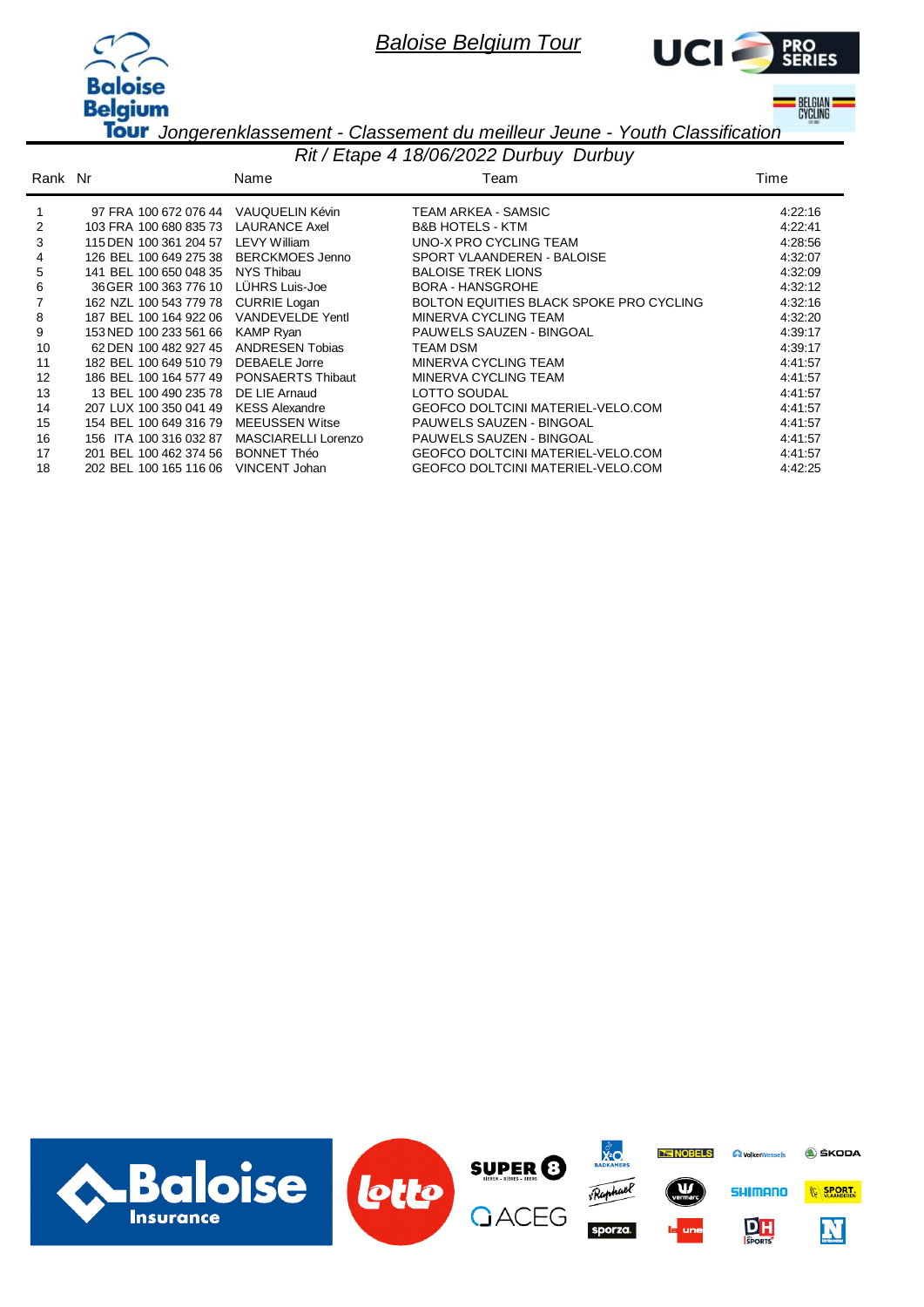# Baloise Belgium Tour

## Jongerenklassement - Classement du meilleur Jeune - Youth Classification

### Rit / Etape 4 18/06/2022 Durbuy Durbuy

| Rank | Nr | Name | Team | Time |
|---|---|---|---|---|
| 1 | 97 FRA 100 672 076 44 | VAUQUELIN Kévin | TEAM ARKEA - SAMSIC | 4:22:16 |
| 2 | 103 FRA 100 680 835 73 | LAURANCE Axel | B&B HOTELS - KTM | 4:22:41 |
| 3 | 115 DEN 100 361 204 57 | LEVY William | UNO-X PRO CYCLING TEAM | 4:28:56 |
| 4 | 126 BEL 100 649 275 38 | BERCKMOES Jenno | SPORT VLAANDEREN - BALOISE | 4:32:07 |
| 5 | 141 BEL 100 650 048 35 | NYS Thibau | BALOISE TREK LIONS | 4:32:09 |
| 6 | 36 GER 100 363 776 10 | LÜHRS Luis-Joe | BORA - HANSGROHE | 4:32:12 |
| 7 | 162 NZL 100 543 779 78 | CURRIE Logan | BOLTON EQUITIES BLACK SPOKE PRO CYCLING | 4:32:16 |
| 8 | 187 BEL 100 164 922 06 | VANDEVELDE Yentl | MINERVA CYCLING TEAM | 4:32:20 |
| 9 | 153 NED 100 233 561 66 | KAMP Ryan | PAUWELS SAUZEN - BINGOAL | 4:39:17 |
| 10 | 62 DEN 100 482 927 45 | ANDRESEN Tobias | TEAM DSM | 4:39:17 |
| 11 | 182 BEL 100 649 510 79 | DEBAELE Jorre | MINERVA CYCLING TEAM | 4:41:57 |
| 12 | 186 BEL 100 164 577 49 | PONSAERTS Thibaut | MINERVA CYCLING TEAM | 4:41:57 |
| 13 | 13 BEL 100 490 235 78 | DE LIE Arnaud | LOTTO SOUDAL | 4:41:57 |
| 14 | 207 LUX 100 350 041 49 | KESS Alexandre | GEOFCO DOLTCINI MATERIEL-VELO.COM | 4:41:57 |
| 15 | 154 BEL 100 649 316 79 | MEEUSSEN Witse | PAUWELS SAUZEN - BINGOAL | 4:41:57 |
| 16 | 156 ITA 100 316 032 87 | MASCIARELLI Lorenzo | PAUWELS SAUZEN - BINGOAL | 4:41:57 |
| 17 | 201 BEL 100 462 374 56 | BONNET Théo | GEOFCO DOLTCINI MATERIEL-VELO.COM | 4:41:57 |
| 18 | 202 BEL 100 165 116 06 | VINCENT Johan | GEOFCO DOLTCINI MATERIEL-VELO.COM | 4:42:25 |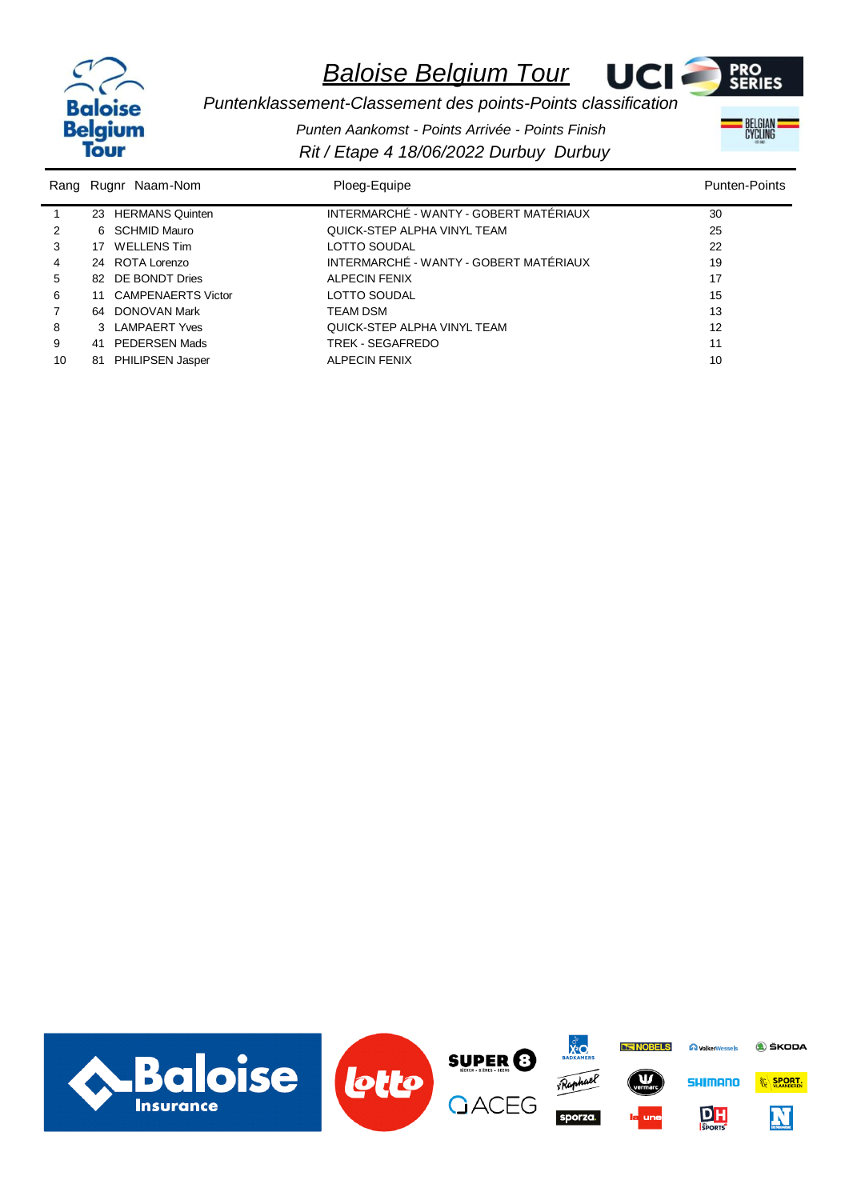# Baloise Belgium Tour

*Puntenklassement-Classement des points-Points classification*

*Punten Aankomst - Points Arrivée - Points Finish*

*Rit / Etape 4 18/06/2022 Durbuy Durbuy*

| Rang | Rugnr | Naam-Nom | Ploeg-Equipe | Punten-Points |
|---|---|---|---|---|
| 1 | 23 | HERMANS Quinten | INTERMARCHÉ - WANTY - GOBERT MATÉRIAUX | 30 |
| 2 | 6 | SCHMID Mauro | QUICK-STEP ALPHA VINYL TEAM | 25 |
| 3 | 17 | WELLENS Tim | LOTTO SOUDAL | 22 |
| 4 | 24 | ROTA Lorenzo | INTERMARCHÉ - WANTY - GOBERT MATÉRIAUX | 19 |
| 5 | 82 | DE BONDT Dries | ALPECIN FENIX | 17 |
| 6 | 11 | CAMPENAERTS Victor | LOTTO SOUDAL | 15 |
| 7 | 64 | DONOVAN Mark | TEAM DSM | 13 |
| 8 | 3 | LAMPAERT Yves | QUICK-STEP ALPHA VINYL TEAM | 12 |
| 9 | 41 | PEDERSEN Mads | TREK - SEGAFREDO | 11 |
| 10 | 81 | PHILIPSEN Jasper | ALPECIN FENIX | 10 |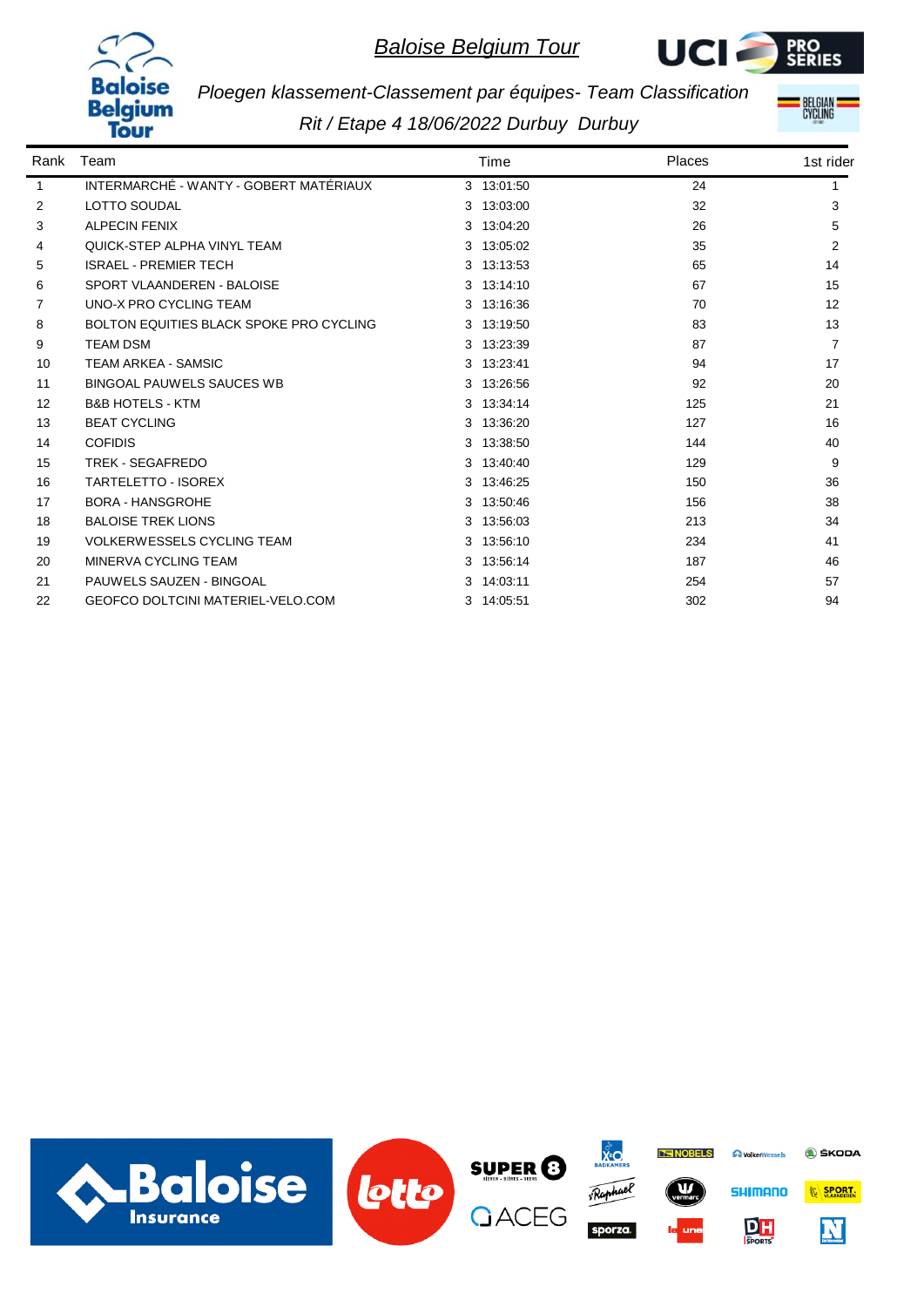# *Baloise Belgium Tour*

*Ploegen klassement-Classement par équipes- Team Classification*

*Rit / Etape 4 18/06/2022 Durbuy  Durbuy*

| Rank | Team | Time | Places | 1st rider |
|---|---|---|---|---|
| 1 | INTERMARCHÉ - WANTY - GOBERT MATÉRIAUX | 3  13:01:50 | 24 | 1 |
| 2 | LOTTO SOUDAL | 3  13:03:00 | 32 | 3 |
| 3 | ALPECIN FENIX | 3  13:04:20 | 26 | 5 |
| 4 | QUICK-STEP ALPHA VINYL TEAM | 3  13:05:02 | 35 | 2 |
| 5 | ISRAEL - PREMIER TECH | 3  13:13:53 | 65 | 14 |
| 6 | SPORT VLAANDEREN - BALOISE | 3  13:14:10 | 67 | 15 |
| 7 | UNO-X PRO CYCLING TEAM | 3  13:16:36 | 70 | 12 |
| 8 | BOLTON EQUITIES BLACK SPOKE PRO CYCLING | 3  13:19:50 | 83 | 13 |
| 9 | TEAM DSM | 3  13:23:39 | 87 | 7 |
| 10 | TEAM ARKEA - SAMSIC | 3  13:23:41 | 94 | 17 |
| 11 | BINGOAL PAUWELS SAUCES WB | 3  13:26:56 | 92 | 20 |
| 12 | B&B HOTELS - KTM | 3  13:34:14 | 125 | 21 |
| 13 | BEAT CYCLING | 3  13:36:20 | 127 | 16 |
| 14 | COFIDIS | 3  13:38:50 | 144 | 40 |
| 15 | TREK - SEGAFREDO | 3  13:40:40 | 129 | 9 |
| 16 | TARTELETTO - ISOREX | 3  13:46:25 | 150 | 36 |
| 17 | BORA - HANSGROHE | 3  13:50:46 | 156 | 38 |
| 18 | BALOISE TREK LIONS | 3  13:56:03 | 213 | 34 |
| 19 | VOLKERWESSELS CYCLING TEAM | 3  13:56:10 | 234 | 41 |
| 20 | MINERVA CYCLING TEAM | 3  13:56:14 | 187 | 46 |
| 21 | PAUWELS SAUZEN - BINGOAL | 3  14:03:11 | 254 | 57 |
| 22 | GEOFCO DOLTCINI MATERIEL-VELO.COM | 3  14:05:51 | 302 | 94 |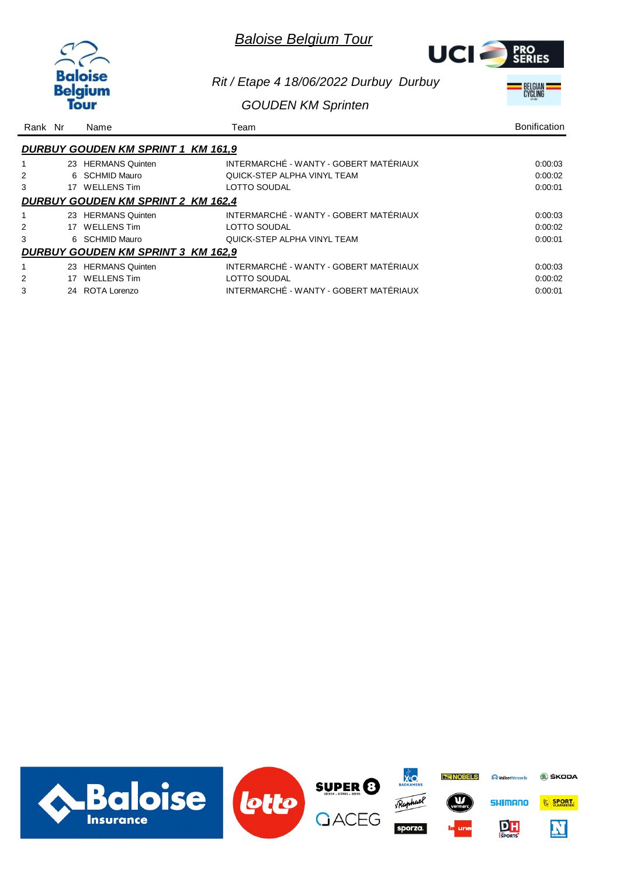# Baloise Belgium Tour

*Rit / Etape 4 18/06/2022 Durbuy Durbuy*

*GOUDEN KM Sprinten*

| Rank | Nr | Name | Team | Bonification |
|---|---|---|---|---|
| ***DURBUY GOUDEN KM SPRINT 1 KM 161,9*** | | | | |
| 1 | 23 | HERMANS Quinten | INTERMARCHÉ - WANTY - GOBERT MATÉRIAUX | 0:00:03 |
| 2 | 6 | SCHMID Mauro | QUICK-STEP ALPHA VINYL TEAM | 0:00:02 |
| 3 | 17 | WELLENS Tim | LOTTO SOUDAL | 0:00:01 |
| ***DURBUY GOUDEN KM SPRINT 2 KM 162,4*** | | | | |
| 1 | 23 | HERMANS Quinten | INTERMARCHÉ - WANTY - GOBERT MATÉRIAUX | 0:00:03 |
| 2 | 17 | WELLENS Tim | LOTTO SOUDAL | 0:00:02 |
| 3 | 6 | SCHMID Mauro | QUICK-STEP ALPHA VINYL TEAM | 0:00:01 |
| ***DURBUY GOUDEN KM SPRINT 3 KM 162,9*** | | | | |
| 1 | 23 | HERMANS Quinten | INTERMARCHÉ - WANTY - GOBERT MATÉRIAUX | 0:00:03 |
| 2 | 17 | WELLENS Tim | LOTTO SOUDAL | 0:00:02 |
| 3 | 24 | ROTA Lorenzo | INTERMARCHÉ - WANTY - GOBERT MATÉRIAUX | 0:00:01 |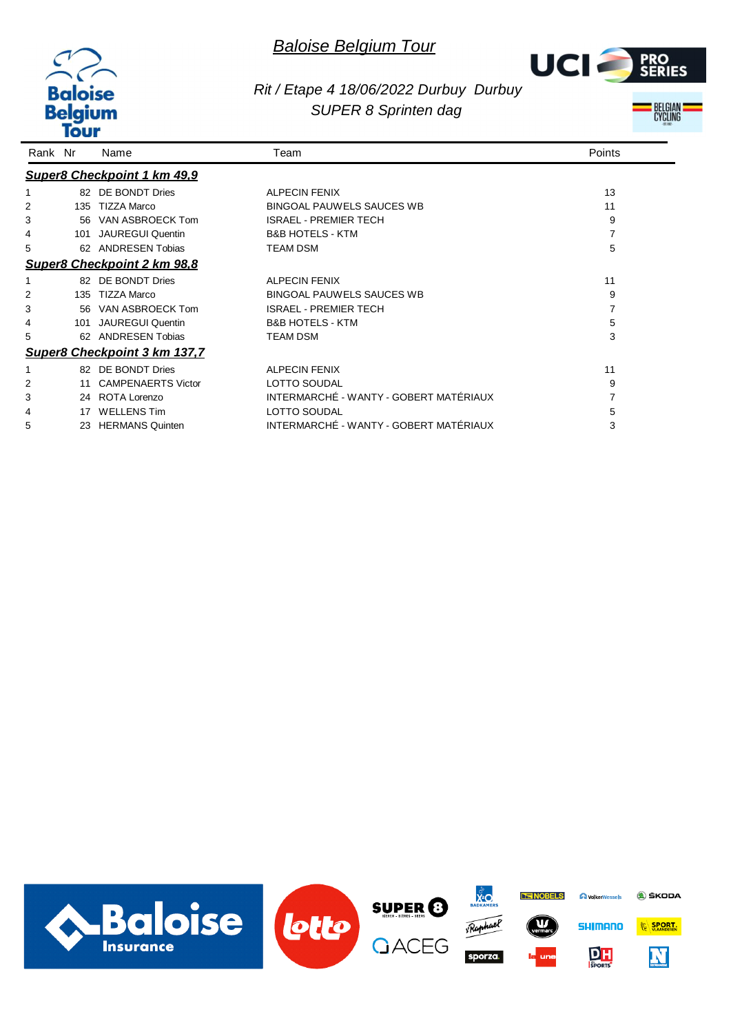# *Baloise Belgium Tour*

*Rit / Etape 4 18/06/2022 Durbuy Durbuy*
*SUPER 8 Sprinten dag*

| Rank | Nr | Name | Team | Points |
|---|---|---|---|---|
| ***Super8 Checkpoint 1 km 49,9*** | | | | |
| 1 | 82 | DE BONDT Dries | ALPECIN FENIX | 13 |
| 2 | 135 | TIZZA Marco | BINGOAL PAUWELS SAUCES WB | 11 |
| 3 | 56 | VAN ASBROECK Tom | ISRAEL - PREMIER TECH | 9 |
| 4 | 101 | JAUREGUI Quentin | B&B HOTELS - KTM | 7 |
| 5 | 62 | ANDRESEN Tobias | TEAM DSM | 5 |
| ***Super8 Checkpoint 2 km 98,8*** | | | | |
| 1 | 82 | DE BONDT Dries | ALPECIN FENIX | 11 |
| 2 | 135 | TIZZA Marco | BINGOAL PAUWELS SAUCES WB | 9 |
| 3 | 56 | VAN ASBROECK Tom | ISRAEL - PREMIER TECH | 7 |
| 4 | 101 | JAUREGUI Quentin | B&B HOTELS - KTM | 5 |
| 5 | 62 | ANDRESEN Tobias | TEAM DSM | 3 |
| ***Super8 Checkpoint 3 km 137,7*** | | | | |
| 1 | 82 | DE BONDT Dries | ALPECIN FENIX | 11 |
| 2 | 11 | CAMPENAERTS Victor | LOTTO SOUDAL | 9 |
| 3 | 24 | ROTA Lorenzo | INTERMARCHÉ - WANTY - GOBERT MATÉRIAUX | 7 |
| 4 | 17 | WELLENS Tim | LOTTO SOUDAL | 5 |
| 5 | 23 | HERMANS Quinten | INTERMARCHÉ - WANTY - GOBERT MATÉRIAUX | 3 |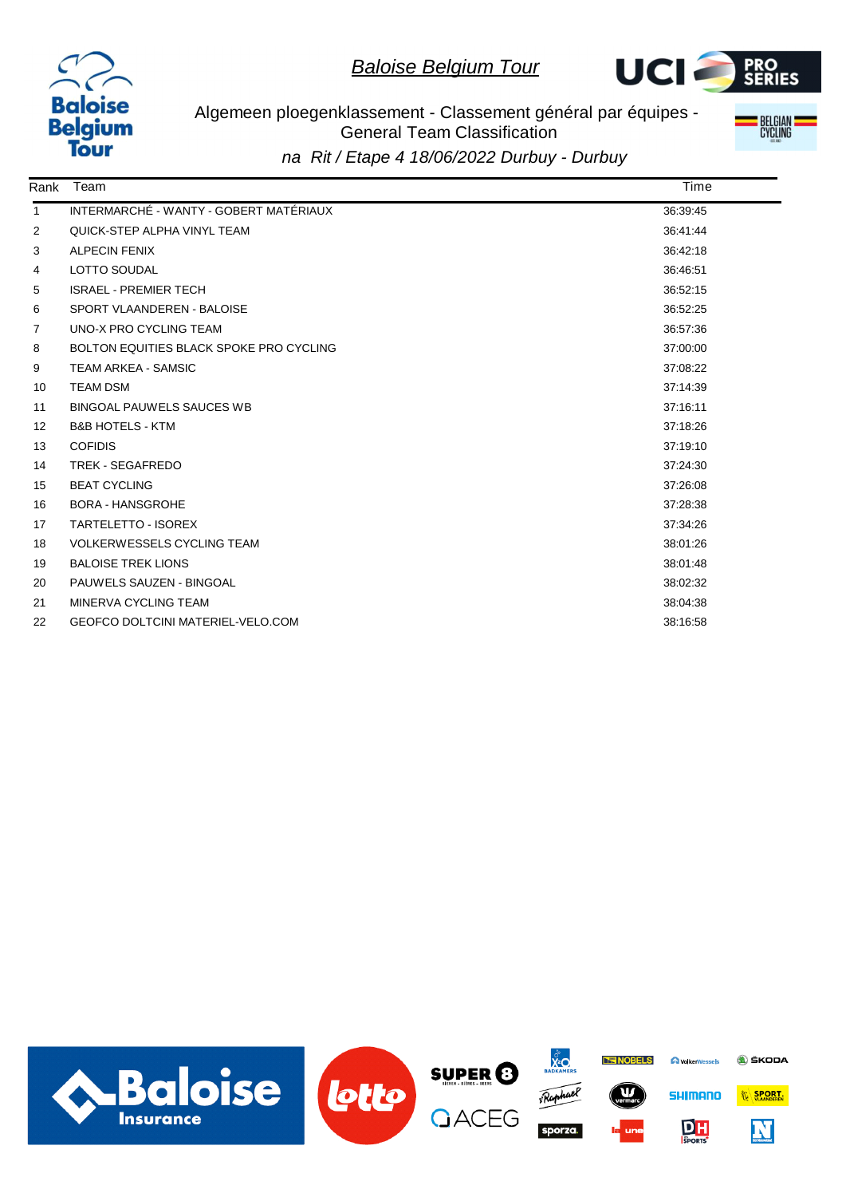# Baloise Belgium Tour

## Algemeen ploegenklassement - Classement général par équipes - General Team Classification

*na Rit / Etape 4 18/06/2022 Durbuy - Durbuy*

| Rank | Team | Time |
|---|---|---|
| 1 | INTERMARCHÉ - WANTY - GOBERT MATÉRIAUX | 36:39:45 |
| 2 | QUICK-STEP ALPHA VINYL TEAM | 36:41:44 |
| 3 | ALPECIN FENIX | 36:42:18 |
| 4 | LOTTO SOUDAL | 36:46:51 |
| 5 | ISRAEL - PREMIER TECH | 36:52:15 |
| 6 | SPORT VLAANDEREN - BALOISE | 36:52:25 |
| 7 | UNO-X PRO CYCLING TEAM | 36:57:36 |
| 8 | BOLTON EQUITIES BLACK SPOKE PRO CYCLING | 37:00:00 |
| 9 | TEAM ARKEA - SAMSIC | 37:08:22 |
| 10 | TEAM DSM | 37:14:39 |
| 11 | BINGOAL PAUWELS SAUCES WB | 37:16:11 |
| 12 | B&B HOTELS - KTM | 37:18:26 |
| 13 | COFIDIS | 37:19:10 |
| 14 | TREK - SEGAFREDO | 37:24:30 |
| 15 | BEAT CYCLING | 37:26:08 |
| 16 | BORA - HANSGROHE | 37:28:38 |
| 17 | TARTELETTO - ISOREX | 37:34:26 |
| 18 | VOLKERWESSELS CYCLING TEAM | 38:01:26 |
| 19 | BALOISE TREK LIONS | 38:01:48 |
| 20 | PAUWELS SAUZEN - BINGOAL | 38:02:32 |
| 21 | MINERVA CYCLING TEAM | 38:04:38 |
| 22 | GEOFCO DOLTCINI MATERIEL-VELO.COM | 38:16:58 |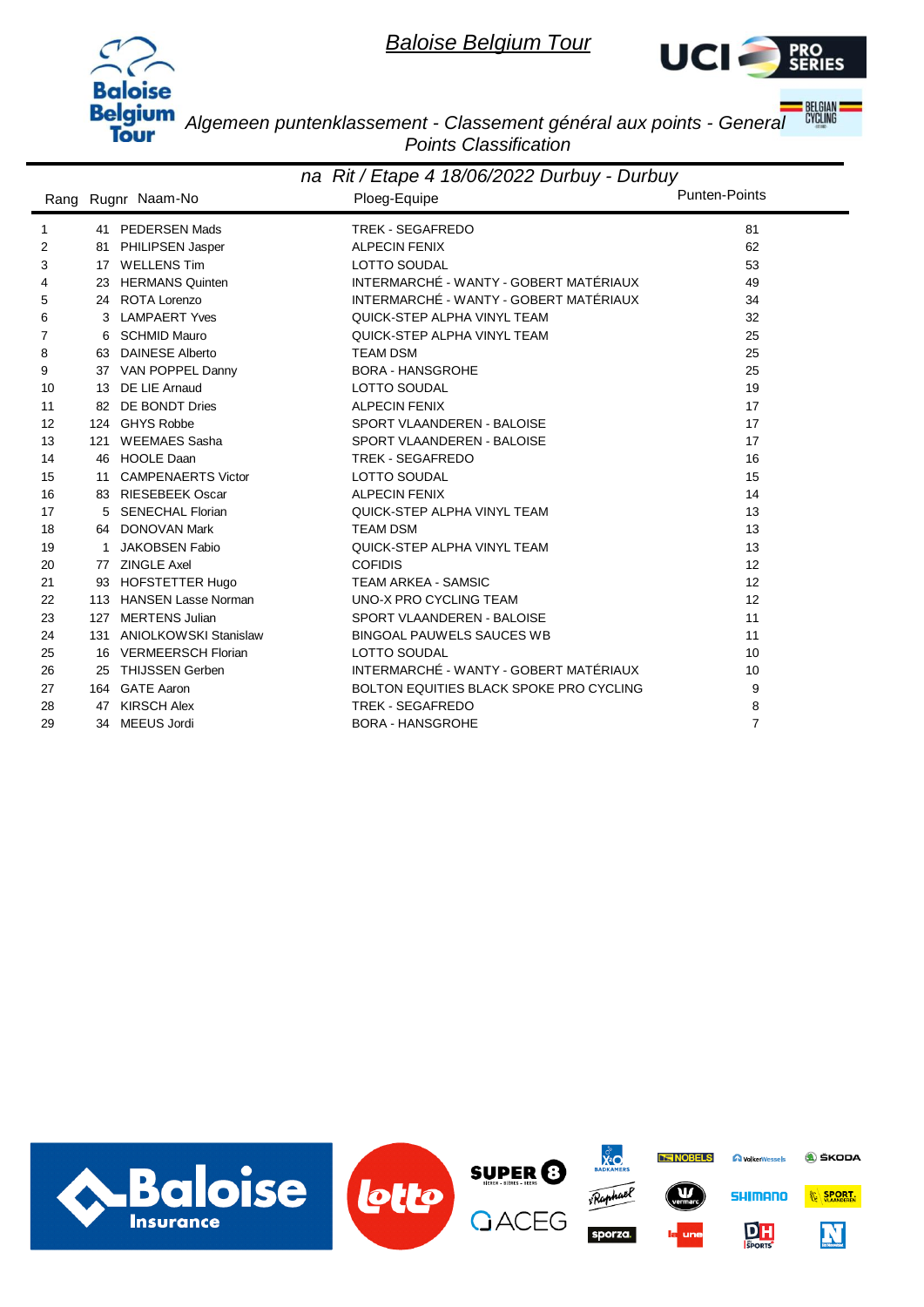# Baloise Belgium Tour

## Algemeen puntenklassement - Classement général aux points - General Points Classification

### na Rit / Etape 4 18/06/2022 Durbuy - Durbuy

| Rang | Rugnr | Naam-No | Ploeg-Equipe | Punten-Points |
|---|---|---|---|---|
| 1 | 41 | PEDERSEN Mads | TREK - SEGAFREDO | 81 |
| 2 | 81 | PHILIPSEN Jasper | ALPECIN FENIX | 62 |
| 3 | 17 | WELLENS Tim | LOTTO SOUDAL | 53 |
| 4 | 23 | HERMANS Quinten | INTERMARCHÉ - WANTY - GOBERT MATÉRIAUX | 49 |
| 5 | 24 | ROTA Lorenzo | INTERMARCHÉ - WANTY - GOBERT MATÉRIAUX | 34 |
| 6 | 3 | LAMPAERT Yves | QUICK-STEP ALPHA VINYL TEAM | 32 |
| 7 | 6 | SCHMID Mauro | QUICK-STEP ALPHA VINYL TEAM | 25 |
| 8 | 63 | DAINESE Alberto | TEAM DSM | 25 |
| 9 | 37 | VAN POPPEL Danny | BORA - HANSGROHE | 25 |
| 10 | 13 | DE LIE Arnaud | LOTTO SOUDAL | 19 |
| 11 | 82 | DE BONDT Dries | ALPECIN FENIX | 17 |
| 12 | 124 | GHYS Robbe | SPORT VLAANDEREN - BALOISE | 17 |
| 13 | 121 | WEEMAES Sasha | SPORT VLAANDEREN - BALOISE | 17 |
| 14 | 46 | HOOLE Daan | TREK - SEGAFREDO | 16 |
| 15 | 11 | CAMPENAERTS Victor | LOTTO SOUDAL | 15 |
| 16 | 83 | RIESEBEEK Oscar | ALPECIN FENIX | 14 |
| 17 | 5 | SENECHAL Florian | QUICK-STEP ALPHA VINYL TEAM | 13 |
| 18 | 64 | DONOVAN Mark | TEAM DSM | 13 |
| 19 | 1 | JAKOBSEN Fabio | QUICK-STEP ALPHA VINYL TEAM | 13 |
| 20 | 77 | ZINGLE Axel | COFIDIS | 12 |
| 21 | 93 | HOFSTETTER Hugo | TEAM ARKEA - SAMSIC | 12 |
| 22 | 113 | HANSEN Lasse Norman | UNO-X PRO CYCLING TEAM | 12 |
| 23 | 127 | MERTENS Julian | SPORT VLAANDEREN - BALOISE | 11 |
| 24 | 131 | ANIOLKOWSKI Stanislaw | BINGOAL PAUWELS SAUCES WB | 11 |
| 25 | 16 | VERMEERSCH Florian | LOTTO SOUDAL | 10 |
| 26 | 25 | THIJSSEN Gerben | INTERMARCHÉ - WANTY - GOBERT MATÉRIAUX | 10 |
| 27 | 164 | GATE Aaron | BOLTON EQUITIES BLACK SPOKE PRO CYCLING | 9 |
| 28 | 47 | KIRSCH Alex | TREK - SEGAFREDO | 8 |
| 29 | 34 | MEEUS Jordi | BORA - HANSGROHE | 7 |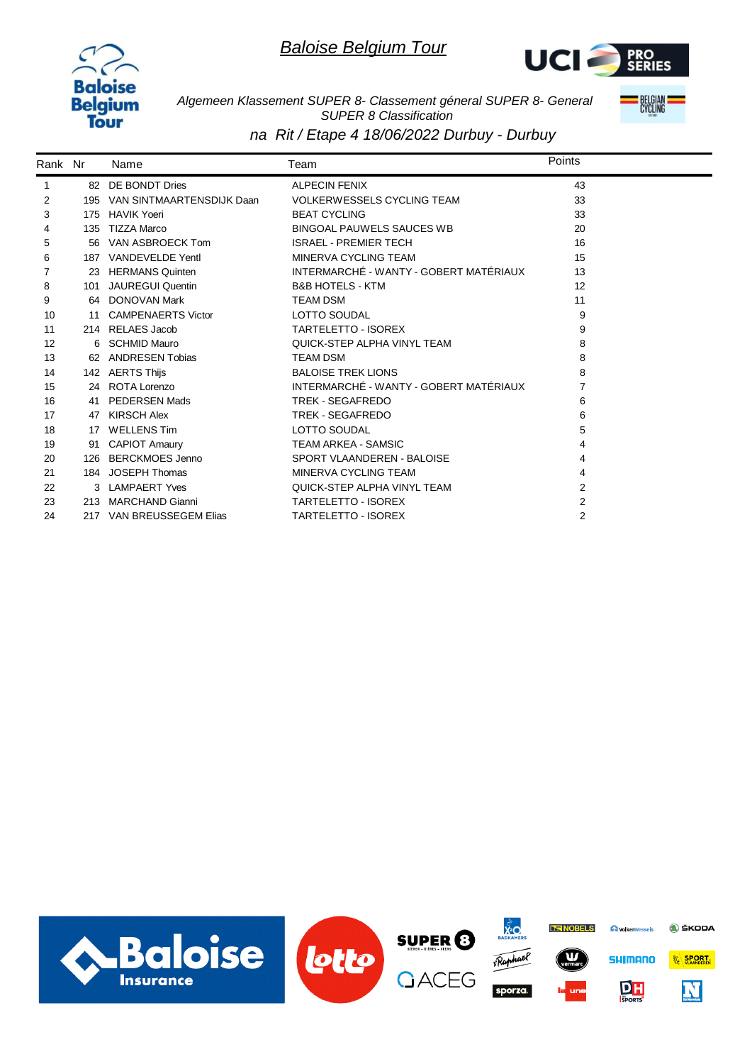# *Baloise Belgium Tour*

*Algemeen Klassement SUPER 8- Classement géneral SUPER 8- General SUPER 8 Classification*

*na Rit / Etape 4 18/06/2022 Durbuy - Durbuy*

| Rank | Nr | Name | Team | Points |
|---|---|---|---|---|
| 1 | 82 | DE BONDT Dries | ALPECIN FENIX | 43 |
| 2 | 195 | VAN SINTMAARTENSDIJK Daan | VOLKERWESSELS CYCLING TEAM | 33 |
| 3 | 175 | HAVIK Yoeri | BEAT CYCLING | 33 |
| 4 | 135 | TIZZA Marco | BINGOAL PAUWELS SAUCES WB | 20 |
| 5 | 56 | VAN ASBROECK Tom | ISRAEL - PREMIER TECH | 16 |
| 6 | 187 | VANDEVELDE Yentl | MINERVA CYCLING TEAM | 15 |
| 7 | 23 | HERMANS Quinten | INTERMARCHÉ - WANTY - GOBERT MATÉRIAUX | 13 |
| 8 | 101 | JAUREGUI Quentin | B&B HOTELS - KTM | 12 |
| 9 | 64 | DONOVAN Mark | TEAM DSM | 11 |
| 10 | 11 | CAMPENAERTS Victor | LOTTO SOUDAL | 9 |
| 11 | 214 | RELAES Jacob | TARTELETTO - ISOREX | 9 |
| 12 | 6 | SCHMID Mauro | QUICK-STEP ALPHA VINYL TEAM | 8 |
| 13 | 62 | ANDRESEN Tobias | TEAM DSM | 8 |
| 14 | 142 | AERTS Thijs | BALOISE TREK LIONS | 8 |
| 15 | 24 | ROTA Lorenzo | INTERMARCHÉ - WANTY - GOBERT MATÉRIAUX | 7 |
| 16 | 41 | PEDERSEN Mads | TREK - SEGAFREDO | 6 |
| 17 | 47 | KIRSCH Alex | TREK - SEGAFREDO | 6 |
| 18 | 17 | WELLENS Tim | LOTTO SOUDAL | 5 |
| 19 | 91 | CAPIOT Amaury | TEAM ARKEA - SAMSIC | 4 |
| 20 | 126 | BERCKMOES Jenno | SPORT VLAANDEREN - BALOISE | 4 |
| 21 | 184 | JOSEPH Thomas | MINERVA CYCLING TEAM | 4 |
| 22 | 3 | LAMPAERT Yves | QUICK-STEP ALPHA VINYL TEAM | 2 |
| 23 | 213 | MARCHAND Gianni | TARTELETTO - ISOREX | 2 |
| 24 | 217 | VAN BREUSSEGEM Elias | TARTELETTO - ISOREX | 2 |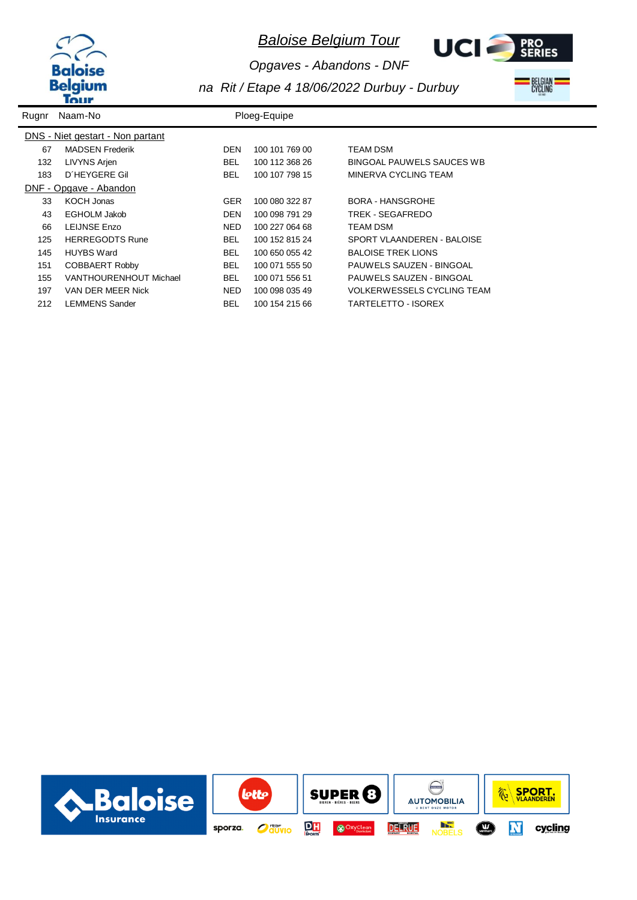# *Baloise Belgium Tour*

*Opgaves - Abandons - DNF*

*na Rit / Etape 4 18/06/2022 Durbuy - Durbuy*

| Rugnr | Naam-No | | Ploeg-Equipe | |
|---|---|---|---|---|
| **DNS - Niet gestart - Non partant** | | | | |
| 67 | MADSEN Frederik | DEN | 100 101 769 00 | TEAM DSM |
| 132 | LIVYNS Arjen | BEL | 100 112 368 26 | BINGOAL PAUWELS SAUCES WB |
| 183 | D´HEYGERE Gil | BEL | 100 107 798 15 | MINERVA CYCLING TEAM |
| **DNF - Opgave - Abandon** | | | | |
| 33 | KOCH Jonas | GER | 100 080 322 87 | BORA - HANSGROHE |
| 43 | EGHOLM Jakob | DEN | 100 098 791 29 | TREK - SEGAFREDO |
| 66 | LEIJNSE Enzo | NED | 100 227 064 68 | TEAM DSM |
| 125 | HERREGODTS Rune | BEL | 100 152 815 24 | SPORT VLAANDEREN - BALOISE |
| 145 | HUYBS Ward | BEL | 100 650 055 42 | BALOISE TREK LIONS |
| 151 | COBBAERT Robby | BEL | 100 071 555 50 | PAUWELS SAUZEN - BINGOAL |
| 155 | VANTHOURENHOUT Michael | BEL | 100 071 556 51 | PAUWELS SAUZEN - BINGOAL |
| 197 | VAN DER MEER Nick | NED | 100 098 035 49 | VOLKERWESSELS CYCLING TEAM |
| 212 | LEMMENS Sander | BEL | 100 154 215 66 | TARTELETTO - ISOREX |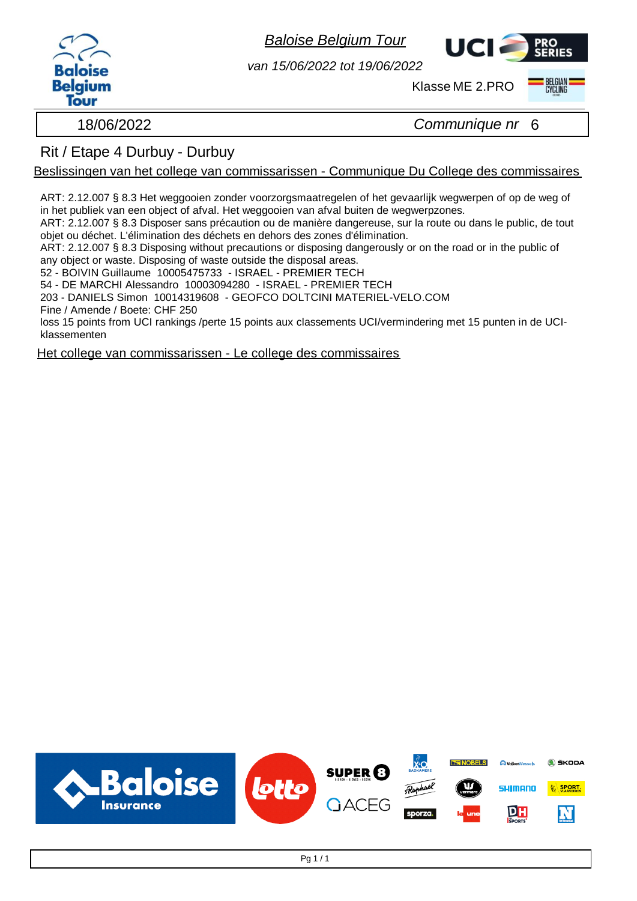*Baloise Belgium Tour*

*van 15/06/2022 tot 19/06/2022*

Klasse ME 2.PRO

18/06/2022 *Communique nr* 6

## Rit / Etape 4 Durbuy - Durbuy

Beslissingen van het college van commissarissen - Communique Du College des commissaires

ART: 2.12.007 § 8.3 Het weggooien zonder voorzorgsmaatregelen of het gevaarlijk wegwerpen of op de weg of in het publiek van een object of afval. Het weggooien van afval buiten de wegwerpzones.
ART: 2.12.007 § 8.3 Disposer sans précaution ou de manière dangereuse, sur la route ou dans le public, de tout objet ou déchet. L'élimination des déchets en dehors des zones d'élimination.
ART: 2.12.007 § 8.3 Disposing without precautions or disposing dangerously or on the road or in the public of any object or waste. Disposing of waste outside the disposal areas.
52 - BOIVIN Guillaume 10005475733 - ISRAEL - PREMIER TECH
54 - DE MARCHI Alessandro 10003094280 - ISRAEL - PREMIER TECH
203 - DANIELS Simon 10014319608 - GEOFCO DOLTCINI MATERIEL-VELO.COM
Fine / Amende / Boete: CHF 250
loss 15 points from UCI rankings /perte 15 points aux classements UCI/vermindering met 15 punten in de UCI-klassementen

Het college van commissarissen - Le college des commissaires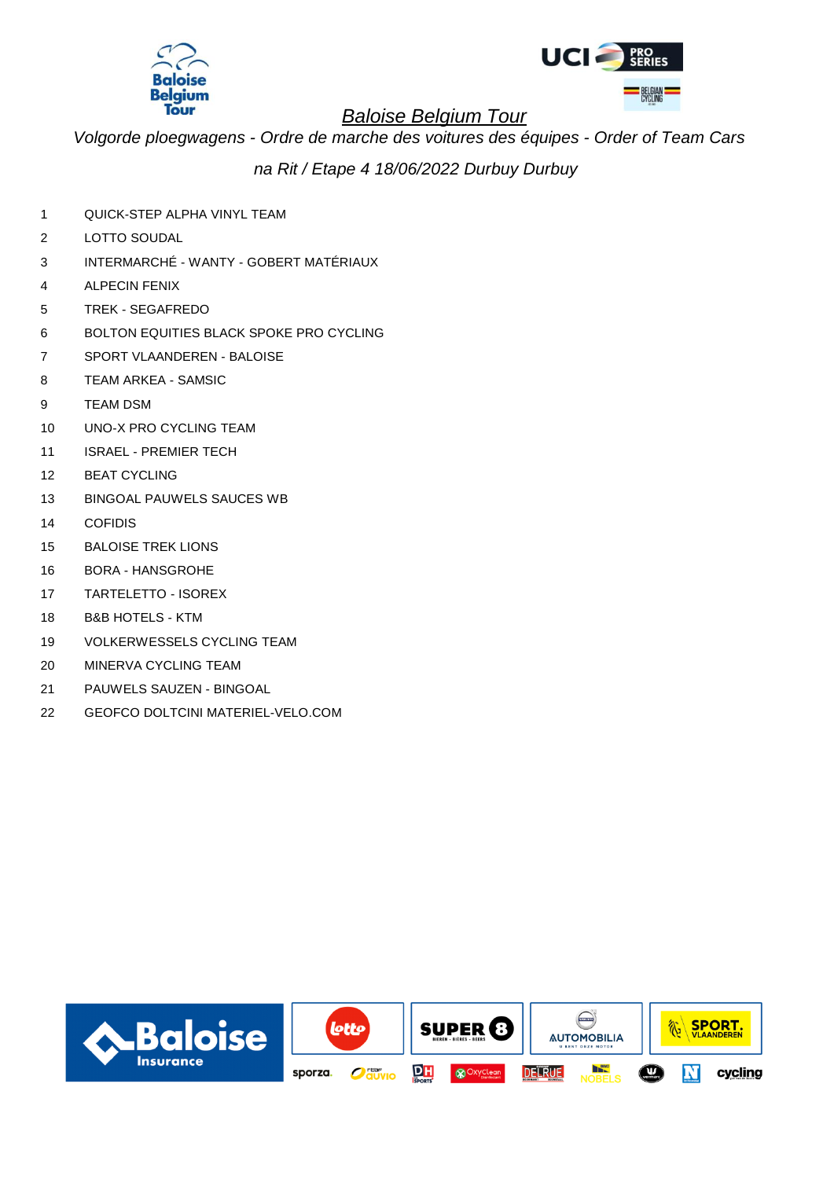# Baloise Belgium Tour

*Volgorde ploegwagens - Ordre de marche des voitures des équipes - Order of Team Cars*

*na Rit / Etape 4 18/06/2022 Durbuy Durbuy*

| | |
|---|---|
| 1 | QUICK-STEP ALPHA VINYL TEAM |
| 2 | LOTTO SOUDAL |
| 3 | INTERMARCHÉ - WANTY - GOBERT MATÉRIAUX |
| 4 | ALPECIN FENIX |
| 5 | TREK - SEGAFREDO |
| 6 | BOLTON EQUITIES BLACK SPOKE PRO CYCLING |
| 7 | SPORT VLAANDEREN - BALOISE |
| 8 | TEAM ARKEA - SAMSIC |
| 9 | TEAM DSM |
| 10 | UNO-X PRO CYCLING TEAM |
| 11 | ISRAEL - PREMIER TECH |
| 12 | BEAT CYCLING |
| 13 | BINGOAL PAUWELS SAUCES WB |
| 14 | COFIDIS |
| 15 | BALOISE TREK LIONS |
| 16 | BORA - HANSGROHE |
| 17 | TARTELETTO - ISOREX |
| 18 | B&B HOTELS - KTM |
| 19 | VOLKERWESSELS CYCLING TEAM |
| 20 | MINERVA CYCLING TEAM |
| 21 | PAUWELS SAUZEN - BINGOAL |
| 22 | GEOFCO DOLTCINI MATERIEL-VELO.COM |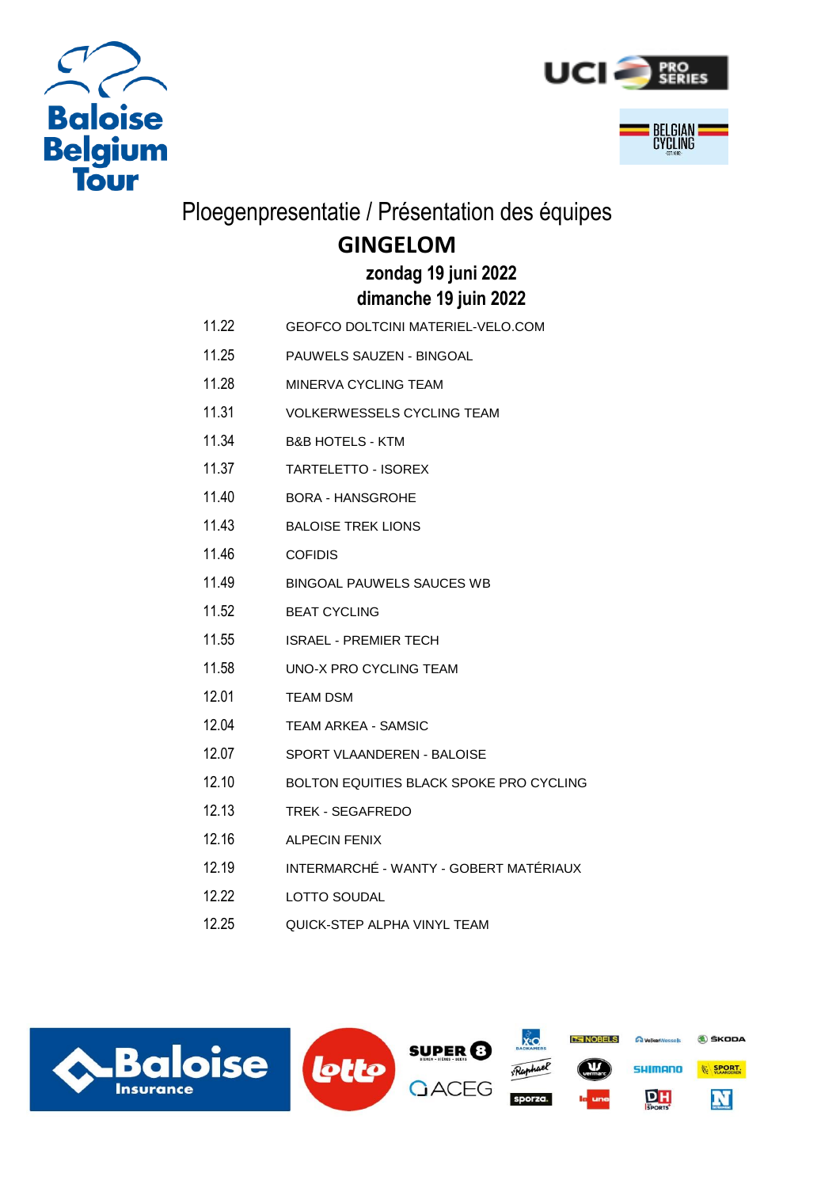# Ploegenpresentatie / Présentation des équipes

## GINGELOM

### zondag 19 juni 2022
### dimanche 19 juin 2022

| | |
|---|---|
| 11.22 | GEOFCO DOLTCINI MATERIEL-VELO.COM |
| 11.25 | PAUWELS SAUZEN - BINGOAL |
| 11.28 | MINERVA CYCLING TEAM |
| 11.31 | VOLKERWESSELS CYCLING TEAM |
| 11.34 | B&B HOTELS - KTM |
| 11.37 | TARTELETTO - ISOREX |
| 11.40 | BORA - HANSGROHE |
| 11.43 | BALOISE TREK LIONS |
| 11.46 | COFIDIS |
| 11.49 | BINGOAL PAUWELS SAUCES WB |
| 11.52 | BEAT CYCLING |
| 11.55 | ISRAEL - PREMIER TECH |
| 11.58 | UNO-X PRO CYCLING TEAM |
| 12.01 | TEAM DSM |
| 12.04 | TEAM ARKEA - SAMSIC |
| 12.07 | SPORT VLAANDEREN - BALOISE |
| 12.10 | BOLTON EQUITIES BLACK SPOKE PRO CYCLING |
| 12.13 | TREK - SEGAFREDO |
| 12.16 | ALPECIN FENIX |
| 12.19 | INTERMARCHÉ - WANTY - GOBERT MATÉRIAUX |
| 12.22 | LOTTO SOUDAL |
| 12.25 | QUICK-STEP ALPHA VINYL TEAM |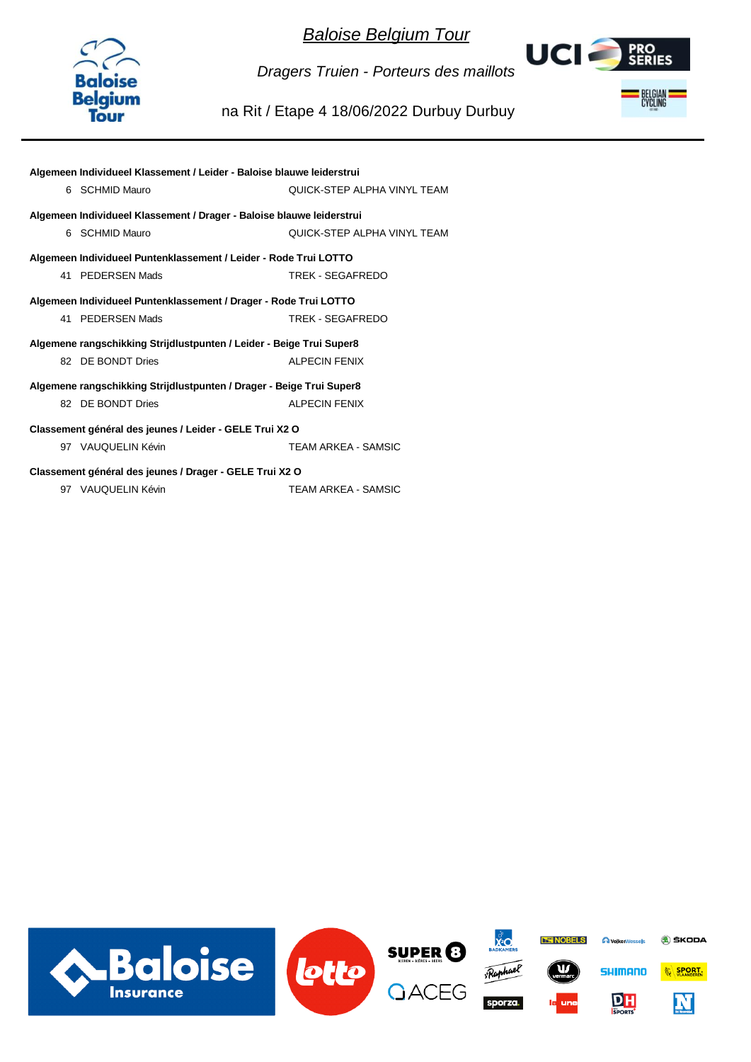# Baloise Belgium Tour

*Dragers Truien - Porteurs des maillots*

na Rit / Etape 4 18/06/2022 Durbuy Durbuy

**Algemeen Individueel Klassement / Leider - Baloise blauwe leiderstrui**

| | | |
|---|---|---|
| 6 | SCHMID Mauro | QUICK-STEP ALPHA VINYL TEAM |

**Algemeen Individueel Klassement / Drager - Baloise blauwe leiderstrui**

| | | |
|---|---|---|
| 6 | SCHMID Mauro | QUICK-STEP ALPHA VINYL TEAM |

**Algemeen Individueel Puntenklassement / Leider - Rode Trui LOTTO**

| | | |
|---|---|---|
| 41 | PEDERSEN Mads | TREK - SEGAFREDO |

**Algemeen Individueel Puntenklassement / Drager - Rode Trui LOTTO**

| | | |
|---|---|---|
| 41 | PEDERSEN Mads | TREK - SEGAFREDO |

**Algemene rangschikking Strijdlustpunten / Leider - Beige Trui Super8**

| | | |
|---|---|---|
| 82 | DE BONDT Dries | ALPECIN FENIX |

**Algemene rangschikking Strijdlustpunten / Drager - Beige Trui Super8**

| | | |
|---|---|---|
| 82 | DE BONDT Dries | ALPECIN FENIX |

**Classement général des jeunes / Leider - GELE Trui X2 O**

| | | |
|---|---|---|
| 97 | VAUQUELIN Kévin | TEAM ARKEA - SAMSIC |

**Classement général des jeunes / Drager - GELE Trui X2 O**

| | | |
|---|---|---|
| 97 | VAUQUELIN Kévin | TEAM ARKEA - SAMSIC |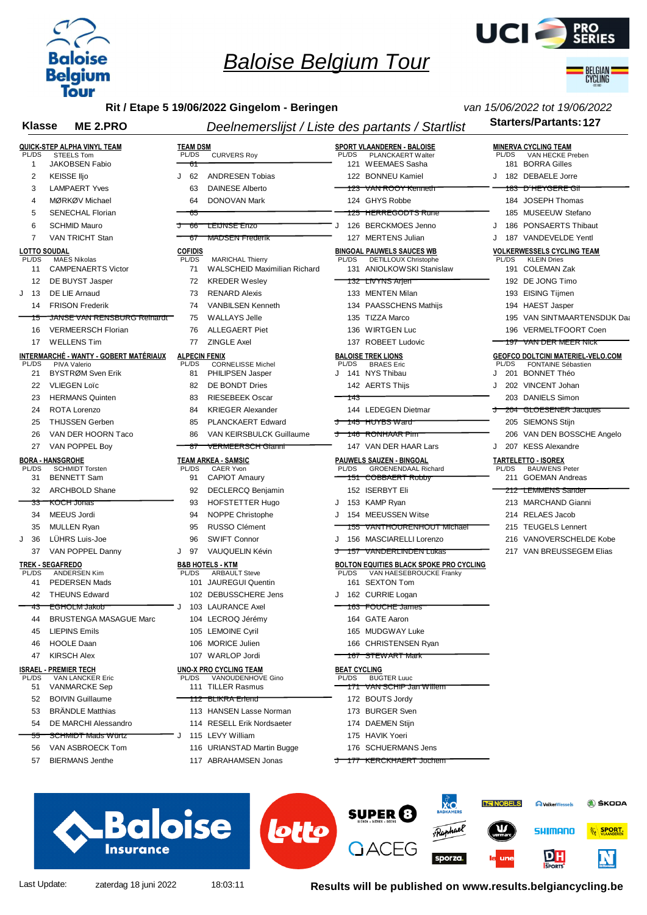# Baloise Belgium Tour

**Rit / Etape 5 19/06/2022 Gingelom - Beringen** — *van 15/06/2022 tot 19/06/2022*

**Klasse ME 2.PRO** — *Deelnemerslijst / Liste des partants / Startlist* — **Starters/Partants: 127**

**QUICK-STEP ALPHA VINYL TEAM**
PL/DS STEELS Tom

| | No | Rider |
|---|---|---|
| | 1 | JAKOBSEN Fabio |
| | 2 | KEISSE Iljo |
| | 3 | LAMPAERT Yves |
| | 4 | MØRKØV Michael |
| | 5 | SENECHAL Florian |
| | 6 | SCHMID Mauro |
| | 7 | VAN TRICHT Stan |

**LOTTO SOUDAL**
PL/DS MAES Nikolas

| | No | Rider |
|---|---|---|
| | 11 | CAMPENAERTS Victor |
| | 12 | DE BUYST Jasper |
| J | 13 | DE LIE Arnaud |
| | 14 | FRISON Frederik |
| | ~~15~~ | ~~JANSE VAN RENSBURG Reinardt~~ |
| | 16 | VERMEERSCH Florian |
| | 17 | WELLENS Tim |

**INTERMARCHÉ - WANTY - GOBERT MATÉRIAUX**
PL/DS PIVA Valerio

| | No | Rider |
|---|---|---|
| | 21 | BYSTRØM Sven Erik |
| | 22 | VLIEGEN Loïc |
| | 23 | HERMANS Quinten |
| | 24 | ROTA Lorenzo |
| | 25 | THIJSSEN Gerben |
| | 26 | VAN DER HOORN Taco |
| | 27 | VAN POPPEL Boy |

**BORA - HANSGROHE**
PL/DS SCHMIDT Torsten

| | No | Rider |
|---|---|---|
| | 31 | BENNETT Sam |
| | 32 | ARCHBOLD Shane |
| | ~~33~~ | ~~KOCH Jonas~~ |
| | 34 | MEEUS Jordi |
| | 35 | MULLEN Ryan |
| J | 36 | LÜHRS Luis-Joe |
| | 37 | VAN POPPEL Danny |

**TREK - SEGAFREDO**
PL/DS ANDERSEN Kim

| | No | Rider |
|---|---|---|
| | 41 | PEDERSEN Mads |
| | 42 | THEUNS Edward |
| | ~~43~~ | ~~EGHOLM Jakob~~ |
| | 44 | BRUSTENGA MASAGUE Marc |
| | 45 | LIEPINS Emils |
| | 46 | HOOLE Daan |
| | 47 | KIRSCH Alex |

**ISRAEL - PREMIER TECH**
PL/DS VAN LANCKER Eric

| | No | Rider |
|---|---|---|
| | 51 | VANMARCKE Sep |
| | 52 | BOIVIN Guillaume |
| | 53 | BRÄNDLE Matthias |
| | 54 | DE MARCHI Alessandro |
| | ~~55~~ | ~~SCHMIDT Mads Würtz~~ |
| | 56 | VAN ASBROECK Tom |
| | 57 | BIERMANS Jenthe |

**TEAM DSM**
PL/DS CURVERS Roy

| | No | Rider |
|---|---|---|
| | ~~61~~ | |
| J | 62 | ANDRESEN Tobias |
| | 63 | DAINESE Alberto |
| | 64 | DONOVAN Mark |
| | ~~65~~ | |
| J | ~~66~~ | ~~LEIJNSE Enzo~~ |
| | ~~67~~ | ~~MADSEN Frederik~~ |

**COFIDIS**
PL/DS MARICHAL Thierry

| | No | Rider |
|---|---|---|
| | 71 | WALSCHEID Maximilian Richard |
| | 72 | KREDER Wesley |
| | 73 | RENARD Alexis |
| | 74 | VANBILSEN Kenneth |
| | 75 | WALLAYS Jelle |
| | 76 | ALLEGAERT Piet |
| | 77 | ZINGLE Axel |

**ALPECIN FENIX**
PL/DS CORNELISSE Michel

| | No | Rider |
|---|---|---|
| | 81 | PHILIPSEN Jasper |
| | 82 | DE BONDT Dries |
| | 83 | RIESEBEEK Oscar |
| | 84 | KRIEGER Alexander |
| | 85 | PLANCKAERT Edward |
| | 86 | VAN KEIRSBULCK Guillaume |
| | ~~87~~ | ~~VERMEERSCH Gianni~~ |

**TEAM ARKEA - SAMSIC**
PL/DS CAER Yvon

| | No | Rider |
|---|---|---|
| | 91 | CAPIOT Amaury |
| | 92 | DECLERCQ Benjamin |
| | 93 | HOFSTETTER Hugo |
| | 94 | NOPPE Christophe |
| | 95 | RUSSO Clément |
| | 96 | SWIFT Connor |
| J | 97 | VAUQUELIN Kévin |

**B&B HOTELS - KTM**
PL/DS ARBAULT Steve

| | No | Rider |
|---|---|---|
| | 101 | JAUREGUI Quentin |
| | 102 | DEBUSSCHERE Jens |
| J | 103 | LAURANCE Axel |
| | 104 | LECROQ Jérémy |
| | 105 | LEMOINE Cyril |
| | 106 | MORICE Julien |
| | 107 | WARLOP Jordi |

**UNO-X PRO CYCLING TEAM**
PL/DS VANOUDENHOVE Gino

| | No | Rider |
|---|---|---|
| | 111 | TILLER Rasmus |
| | ~~112~~ | ~~BLIKRA Erlend~~ |
| | 113 | HANSEN Lasse Norman |
| | 114 | RESELL Erik Nordsaeter |
| J | 115 | LEVY William |
| | 116 | URIANSTAD Martin Bugge |
| | 117 | ABRAHAMSEN Jonas |

**SPORT VLAANDEREN - BALOISE**
PL/DS PLANCKAERT Walter

| | No | Rider |
|---|---|---|
| | 121 | WEEMAES Sasha |
| | 122 | BONNEU Kamiel |
| | ~~123~~ | ~~VAN ROOY Kenneth~~ |
| | 124 | GHYS Robbe |
| | ~~125~~ | ~~HERREGODTS Rune~~ |
| J | 126 | BERCKMOES Jenno |
| | 127 | MERTENS Julian |

**BINGOAL PAUWELS SAUCES WB**
PL/DS DETILLOUX Christophe

| | No | Rider |
|---|---|---|
| | 131 | ANIOLKOWSKI Stanislaw |
| | ~~132~~ | ~~LIVYNS Arjen~~ |
| | 133 | MENTEN Milan |
| | 134 | PAASSCHENS Mathijs |
| | 135 | TIZZA Marco |
| | 136 | WIRTGEN Luc |
| | 137 | ROBEET Ludovic |

**BALOISE TREK LIONS**
PL/DS BRAES Eric

| | No | Rider |
|---|---|---|
| J | 141 | NYS Thibau |
| | 142 | AERTS Thijs |
| | ~~143~~ | |
| | 144 | LEDEGEN Dietmar |
| J | ~~145~~ | ~~HUYBS Ward~~ |
| J | ~~146~~ | ~~RONHAAR Pim~~ |
| | 147 | VAN DER HAAR Lars |

**PAUWELS SAUZEN - BINGOAL**
PL/DS GROENENDAAL Richard

| | No | Rider |
|---|---|---|
| | ~~151~~ | ~~COBBAERT Robby~~ |
| | 152 | ISERBYT Eli |
| J | 153 | KAMP Ryan |
| J | 154 | MEEUSSEN Witse |
| | ~~155~~ | ~~VANTHOURENHOUT Michael~~ |
| J | 156 | MASCIARELLI Lorenzo |
| J | ~~157~~ | ~~VERSTRYNGE Emiel / WESTERLINDEN Lukas~~ |

**BOLTON EQUITIES BLACK SPOKE PRO CYCLING**
PL/DS VAN HAESEBROUCKE Franky

| | No | Rider |
|---|---|---|
| | 161 | SEXTON Tom |
| J | 162 | CURRIE Logan |
| | ~~163~~ | ~~FOUCHE James~~ |
| | 164 | GATE Aaron |
| | 165 | MUDGWAY Luke |
| | 166 | CHRISTENSEN Ryan |
| | ~~167~~ | ~~STEWART Mark~~ |

**BEAT CYCLING**
PL/DS BUGTER Luc

| | No | Rider |
|---|---|---|
| | ~~171~~ | ~~VAN SCHIP Jan Willem~~ |
| | 172 | BOUTS Jordy |
| | 173 | BURGER Sven |
| | 174 | DAEMEN Stijn |
| | 175 | HAVIK Yoeri |
| | 176 | SCHUERMANS Jens |
| J | ~~177~~ | ~~KERCKHAERT Jochem~~ |

**MINERVA CYCLING TEAM**
PL/DS VAN HECKE Preben

| | No | Rider |
|---|---|---|
| | 181 | BORRA Gilles |
| J | 182 | DEBAELE Jorre |
| | ~~183~~ | ~~D'HEYGERE Gil~~ |
| | 184 | JOSEPH Thomas |
| | 185 | MUSEEUW Stefano |
| J | 186 | PONSAERTS Thibaut |
| J | 187 | VANDEVELDE Yentl |

**VOLKERWESSELS CYCLING TEAM**
PL/DS KLEIN Dries

| | No | Rider |
|---|---|---|
| | 191 | COLEMAN Zak |
| | 192 | DE JONG Timo |
| | 193 | EISING Tijmen |
| | 194 | HAEST Jasper |
| | 195 | VAN SINTMAARTENSDIJK Daan |
| | 196 | VERMELTFOORT Coen |
| | ~~197~~ | ~~VAN DER MEER Nick~~ |

**GEOFCO DOLTCINI MATERIEL-VELO.COM**
PL/DS FONTAINE Sébastien

| | No | Rider |
|---|---|---|
| J | 201 | BONNET Théo |
| J | 202 | VINCENT Johan |
| | 203 | DANIELS Simon |
| J | ~~204~~ | ~~GLOESENER Jacques~~ |
| | 205 | SIEMONS Stijn |
| | 206 | VAN DEN BOSSCHE Angelo |
| J | 207 | KESS Alexandre |

**TARTELETTO - ISOREX**
PL/DS BAUWENS Peter

| | No | Rider |
|---|---|---|
| | 211 | GOEMAN Andreas |
| | ~~212~~ | ~~LEMMENS Sander~~ |
| | 213 | MARCHAND Gianni |
| | 214 | RELAES Jacob |
| | 215 | TEUGELS Lennert |
| | 216 | VANOVERSCHELDE Kobe |
| | 217 | VAN BREUSSEGEM Elias |

Last Update: zaterdag 18 juni 2022 18:03:11

**Results will be published on www.results.belgiancycling.be**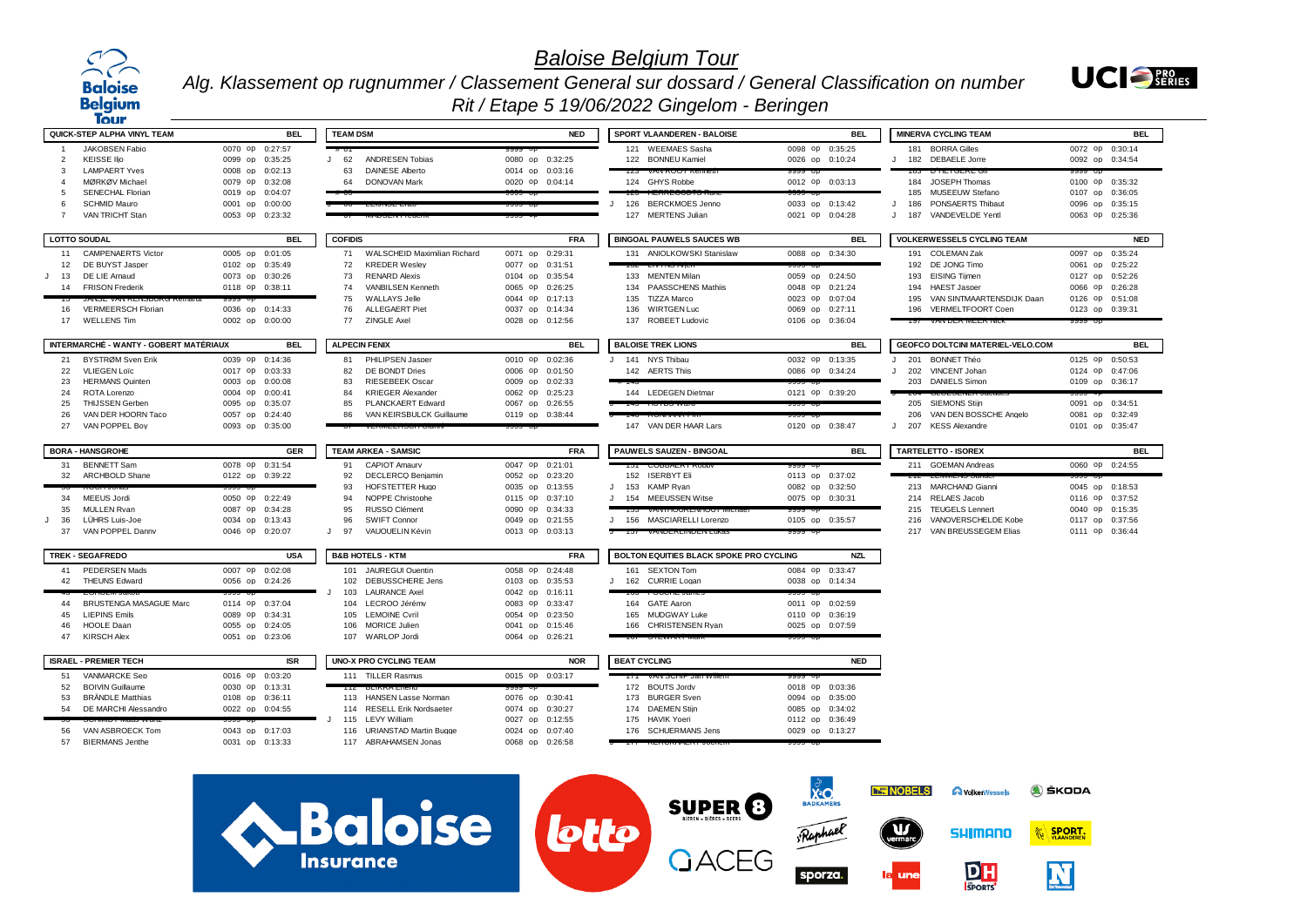# Baloise Belgium Tour

## Alg. Klassement op rugnummer / Classement General sur dossard / General Classification on number

### Rit / Etape 5 19/06/2022 Gingelom - Beringen

**QUICK-STEP ALPHA VINYL TEAM** — BEL

| | # | Name | Pos | Time |
|---|---|---|---|---|
| | 1 | JAKOBSEN Fabio | 0070 op | 0:27:57 |
| | 2 | KEISSE Iljo | 0099 op | 0:35:25 |
| | 3 | LAMPAERT Yves | 0008 op | 0:02:13 |
| | 4 | MØRKØV Michael | 0079 op | 0:32:08 |
| | 5 | SENECHAL Florian | 0019 op | 0:04:07 |
| | 6 | SCHMID Mauro | 0001 op | 0:00:00 |
| | 7 | VAN TRICHT Stan | 0053 op | 0:23:32 |

**LOTTO SOUDAL** — BEL

| | # | Name | Pos | Time |
|---|---|---|---|---|
| | 11 | CAMPENAERTS Victor | 0005 op | 0:01:05 |
| | 12 | DE BUYST Jasper | 0102 op | 0:35:49 |
| J | 13 | DE LIE Arnaud | 0073 op | 0:30:26 |
| | 14 | FRISON Frederik | 0118 op | 0:38:11 |
| | 15 | ~~JANSE VAN RENSBURG Reinardt~~ | ~~9999 op~~ | |
| | 16 | VERMEERSCH Florian | 0036 op | 0:14:33 |
| | 17 | WELLENS Tim | 0002 op | 0:00:00 |

**INTERMARCHÉ - WANTY - GOBERT MATÉRIAUX** — BEL

| | # | Name | Pos | Time |
|---|---|---|---|---|
| | 21 | BYSTRØM Sven Erik | 0039 op | 0:14:36 |
| | 22 | VLIEGEN Loïc | 0017 op | 0:03:33 |
| | 23 | HERMANS Quinten | 0003 op | 0:00:08 |
| | 24 | PETIT Adrien | 0004 op | 0:00:41 |
| | 25 | THIJSSEN Gerben | 0095 op | 0:35:07 |
| | 26 | VAN DER HOORN Taco | 0057 op | 0:24:40 |
| | 27 | VAN POPPEL Boy | 0093 op | 0:35:00 |

**BORA - HANSGROHE** — GER

| | # | Name | Pos | Time |
|---|---|---|---|---|
| | 31 | BENNETT Sam | 0078 op | 0:31:54 |
| | 32 | ARCHBOLD Shane | 0122 op | 0:39:22 |
| | 33 | ~~KOCH Jonas~~ | ~~9999 op~~ | |
| | 34 | MEEUS Jordi | 0050 op | 0:22:49 |
| | 35 | MULLEN Ryan | 0087 op | 0:34:28 |
| J | 36 | LÜHRS Luis-Joe | 0034 op | 0:13:43 |
| | 37 | VAN POPPEL Danny | 0046 op | 0:20:07 |

**TREK - SEGAFREDO** — USA

| | # | Name | Pos | Time |
|---|---|---|---|---|
| | 41 | PEDERSEN Mads | 0007 op | 0:02:08 |
| | 42 | THEUNS Edward | 0056 op | 0:24:26 |
| | 43 | ~~EGHOLM Jakob~~ | ~~9999 op~~ | |
| | 44 | BRUSTENGA MASAGUE Marc | 0114 op | 0:37:04 |
| | 45 | LIEPINS Emils | 0089 op | 0:34:31 |
| | 46 | HOOLE Daan | 0055 op | 0:24:05 |
| | 47 | KIRSCH Alex | 0051 op | 0:23:06 |

**ISRAEL - PREMIER TECH** — ISR

| | # | Name | Pos | Time |
|---|---|---|---|---|
| | 51 | VANMARCKE Sep | 0016 op | 0:03:20 |
| | 52 | BOIVIN Guillaume | 0030 op | 0:13:31 |
| | 53 | BRÄNDLE Matthias | 0108 op | 0:36:11 |
| | 54 | DE MARCHI Alessandro | 0022 op | 0:04:55 |
| | 55 | ~~SCHMIDT Mads Würtz~~ | ~~9999 op~~ | |
| | 56 | VAN ASBROECK Tom | 0043 op | 0:17:03 |
| | 57 | BIERMANS Jenthe | 0031 op | 0:13:33 |

**TEAM DSM** — NED

| | # | Name | Pos | Time |
|---|---|---|---|---|
| | 61 | ~~...~~ | ~~9999 op~~ | |
| J | 62 | ANDRESEN Tobias | 0080 op | 0:32:25 |
| | 63 | DAINESE Alberto | 0014 op | 0:03:16 |
| | 64 | DONOVAN Mark | 0020 op | 0:04:14 |
| | 65 | ~~...~~ | ~~9999 op~~ | |
| | 66 | ~~LEIJNSE Enzo~~ | ~~9999 op~~ | |
| | 67 | ~~MADSEN Frederik~~ | ~~9999 op~~ | |

**COFIDIS** — FRA

| | # | Name | Pos | Time |
|---|---|---|---|---|
| | 71 | WALSCHEID Maximilian Richard | 0071 op | 0:29:31 |
| | 72 | KREDER Wesley | 0077 op | 0:31:51 |
| | 73 | RENARD Alexis | 0104 op | 0:35:54 |
| | 74 | VANBILSEN Kenneth | 0065 op | 0:26:25 |
| | 75 | WALLAYS Jelle | 0044 op | 0:17:13 |
| | 76 | ALLEGAERT Piet | 0037 op | 0:14:34 |
| | 77 | ZINGLE Axel | 0028 op | 0:12:56 |

**ALPECIN FENIX** — BEL

| | # | Name | Pos | Time |
|---|---|---|---|---|
| | 81 | PHILIPSEN Jasper | 0010 op | 0:02:36 |
| | 82 | DE BONDT Dries | 0006 op | 0:01:50 |
| | 83 | RIESEBEEK Oscar | 0009 op | 0:02:33 |
| | 84 | KRIEGER Alexander | 0062 op | 0:25:23 |
| | 85 | PLANCKAERT Edward | 0067 op | 0:26:55 |
| | 86 | VAN KEIRSBULCK Guillaume | 0119 op | 0:38:44 |
| | 87 | ~~VERMEERSCH Gianni~~ | ~~9999 op~~ | |

**TEAM ARKEA - SAMSIC** — FRA

| | # | Name | Pos | Time |
|---|---|---|---|---|
| | 91 | CAPIOT Amaury | 0047 op | 0:21:01 |
| | 92 | DECLERCQ Benjamin | 0052 op | 0:23:20 |
| | 93 | HOFSTETTER Hugo | 0035 op | 0:13:55 |
| | 94 | NOPPE Christophe | 0115 op | 0:37:10 |
| | 95 | RUSSO Clément | 0090 op | 0:34:33 |
| | 96 | SWIFT Connor | 0049 op | 0:21:55 |
| J | 97 | VAUQUELIN Kévin | 0013 op | 0:03:13 |

**B&B HOTELS - KTM** — FRA

| | # | Name | Pos | Time |
|---|---|---|---|---|
| | 101 | JAUREGUI Quentin | 0058 op | 0:24:48 |
| | 102 | DEBUSSCHERE Jens | 0103 op | 0:35:53 |
| J | 103 | LAURANCE Axel | 0042 op | 0:16:11 |
| | 104 | LECROQ Jérémy | 0083 op | 0:33:47 |
| | 105 | LEMOINE Cyril | 0054 op | 0:23:50 |
| | 106 | MORICE Julien | 0041 op | 0:15:46 |
| | 107 | WARLOP Jordi | 0064 op | 0:26:21 |

**UNO-X PRO CYCLING TEAM** — NOR

| | # | Name | Pos | Time |
|---|---|---|---|---|
| | 111 | TILLER Rasmus | 0015 op | 0:03:17 |
| | 112 | ~~BLIKRA Erlend~~ | ~~9999 op~~ | |
| | 113 | HANSEN Lasse Norman | 0076 op | 0:30:41 |
| | 114 | RESELL Erik Nordsaeter | 0074 op | 0:30:27 |
| J | 115 | LEVY William | 0027 op | 0:12:55 |
| | 116 | URIANSTAD Martin Bugge | 0024 op | 0:07:40 |
| | 117 | ABRAHAMSEN Jonas | 0068 op | 0:26:58 |

**SPORT VLAANDEREN - BALOISE** — BEL

| | # | Name | Pos | Time |
|---|---|---|---|---|
| | 121 | WEEMAES Sasha | 0098 op | 0:35:25 |
| | 122 | BONNEU Kamiel | 0026 op | 0:10:24 |
| | 123 | ~~VAN ROOY Kenneth~~ | ~~9999 op~~ | |
| | 124 | GHYS Robbe | 0012 op | 0:03:13 |
| | 125 | ~~HERREGODTS Rune~~ | ~~9999 op~~ | |
| J | 126 | BERCKMOES Jenno | 0033 op | 0:13:42 |
| | 127 | MERTENS Julian | 0021 op | 0:04:28 |

**BINGOAL PAUWELS SAUCES WB** — BEL

| | # | Name | Pos | Time |
|---|---|---|---|---|
| | 131 | ANIOLKOWSKI Stanislaw | 0088 op | 0:34:30 |
| | 132 | ~~DE VRIES Hartthijs~~ | ~~9999 op~~ | |
| | 133 | MENTEN Milan | 0059 op | 0:24:50 |
| | 134 | PAASSCHENS Mathijs | 0048 op | 0:21:24 |
| | 135 | TIZZA Marco | 0023 op | 0:07:04 |
| | 136 | WIRTGEN Luc | 0069 op | 0:27:11 |
| | 137 | ROBEET Ludovic | 0106 op | 0:36:04 |

**BALOISE TREK LIONS** — BEL

| | # | Name | Pos | Time |
|---|---|---|---|---|
| J | 141 | NYS Thibau | 0032 op | 0:13:35 |
| | 142 | AERTS Thijs | 0086 op | 0:34:24 |
| | 143 | ~~...~~ | ~~9999 op~~ | |
| | 144 | LEDEGEN Dietmar | 0121 op | 0:39:20 |
| | 145 | ~~HOYDS Ward~~ | ~~9999 op~~ | |
| | 146 | ~~RONHAAR Pim~~ | ~~9999 op~~ | |
| | 147 | VAN DER HAAR Lars | 0120 op | 0:38:47 |

**PAUWELS SAUZEN - BINGOAL** — BEL

| | # | Name | Pos | Time |
|---|---|---|---|---|
| | 151 | ~~COBBAERT Robby~~ | ~~9999 op~~ | |
| | 152 | ISERBYT Eli | 0113 op | 0:37:02 |
| J | 153 | KAMP Ryan | 0082 op | 0:32:50 |
| J | 154 | MEEUSSEN Witse | 0075 op | 0:30:31 |
| | 155 | ~~VANTHOURENHOUT Michael~~ | ~~9999 op~~ | |
| J | 156 | MASCIARELLI Lorenzo | 0105 op | 0:35:57 |
| | 157 | ~~VANDERLINDEN Lukas~~ | ~~9999 op~~ | |

**BOLTON EQUITIES BLACK SPOKE PRO CYCLING** — NZL

| | # | Name | Pos | Time |
|---|---|---|---|---|
| | 161 | SEXTON Tom | 0084 op | 0:33:47 |
| J | 162 | CURRIE Logan | 0038 op | 0:14:34 |
| | 163 | ~~FOUCHE James~~ | ~~9999 op~~ | |
| | 164 | GATE Aaron | 0011 op | 0:02:59 |
| | 165 | MUDGWAY Luke | 0110 op | 0:36:19 |
| | 166 | CHRISTENSEN Ryan | 0025 op | 0:07:59 |
| | 167 | ~~STEWART Mark~~ | ~~9999 op~~ | |

**BEAT CYCLING** — NED

| | # | Name | Pos | Time |
|---|---|---|---|---|
| | 171 | ~~VAN SCHIP Jan-Willem~~ | ~~9999 op~~ | |
| | 172 | BOUTS Jordy | 0018 op | 0:03:36 |
| | 173 | BURGER Sven | 0094 op | 0:35:00 |
| | 174 | DAEMEN Stijn | 0085 op | 0:34:02 |
| | 175 | HAVIK Yoeri | 0112 op | 0:36:49 |
| | 176 | SCHUERMANS Jens | 0029 op | 0:13:27 |
| | 177 | ~~KERCKHAERT Jochem~~ | ~~9999 op~~ | |

**MINERVA CYCLING TEAM** — BEL

| | # | Name | Pos | Time |
|---|---|---|---|---|
| | 181 | BORRA Gilles | 0072 op | 0:30:14 |
| J | 182 | DEBAELE Jorre | 0092 op | 0:34:54 |
| | 183 | ~~D'HEYGERE Gil~~ | ~~9999 op~~ | |
| | 184 | JOSEPH Thomas | 0100 op | 0:35:32 |
| | 185 | MUSEEUW Stefano | 0107 op | 0:36:05 |
| J | 186 | PONSAERTS Thibaut | 0096 op | 0:35:15 |
| J | 187 | VANDEVELDE Yentl | 0063 op | 0:25:36 |

**VOLKERWESSELS CYCLING TEAM** — NED

| | # | Name | Pos | Time |
|---|---|---|---|---|
| | 191 | COLEMAN Zak | 0097 op | 0:35:24 |
| | 192 | DE JONG Timo | 0061 op | 0:25:22 |
| | 193 | EISING Tijmen | 0127 op | 0:52:26 |
| | 194 | HAEST Jasper | 0066 op | 0:26:28 |
| | 195 | VAN SINTMAARTENSDIJK Daan | 0126 op | 0:51:08 |
| | 196 | VERMELTFOORT Coen | 0123 op | 0:39:31 |
| | 197 | ~~VAN DER MEER Nick~~ | ~~9999 op~~ | |

**GEOFCO DOLTCINI MATERIEL-VELO.COM** — BEL

| | # | Name | Pos | Time |
|---|---|---|---|---|
| J | 201 | BONNET Théo | 0125 op | 0:50:53 |
| J | 202 | VINCENT Johan | 0124 op | 0:47:06 |
| | 203 | DANIELS Simon | 0109 op | 0:36:17 |
| | 204 | ~~DEGUEDENER Jacques~~ | ~~9999 op~~ | |
| | 205 | SIEMONS Stijn | 0091 op | 0:34:51 |
| | 206 | VAN DEN BOSSCHE Angelo | 0081 op | 0:32:49 |
| J | 207 | KESS Alexandre | 0101 op | 0:35:47 |

**TARTELETTO - ISOREX** — BEL

| | # | Name | Pos | Time |
|---|---|---|---|---|
| | 211 | GOEMAN Andreas | 0060 op | 0:24:55 |
| | 212 | ~~LEMMENS Sander~~ | ~~9999 op~~ | |
| | 213 | MARCHAND Gianni | 0045 op | 0:18:53 |
| | 214 | RELAES Jacob | 0116 op | 0:37:52 |
| | 215 | TEUGELS Lennert | 0040 op | 0:15:35 |
| | 216 | VANOVERSCHELDE Kobe | 0117 op | 0:37:56 |
| | 217 | VAN BREUSSEGEM Elias | 0111 op | 0:36:44 |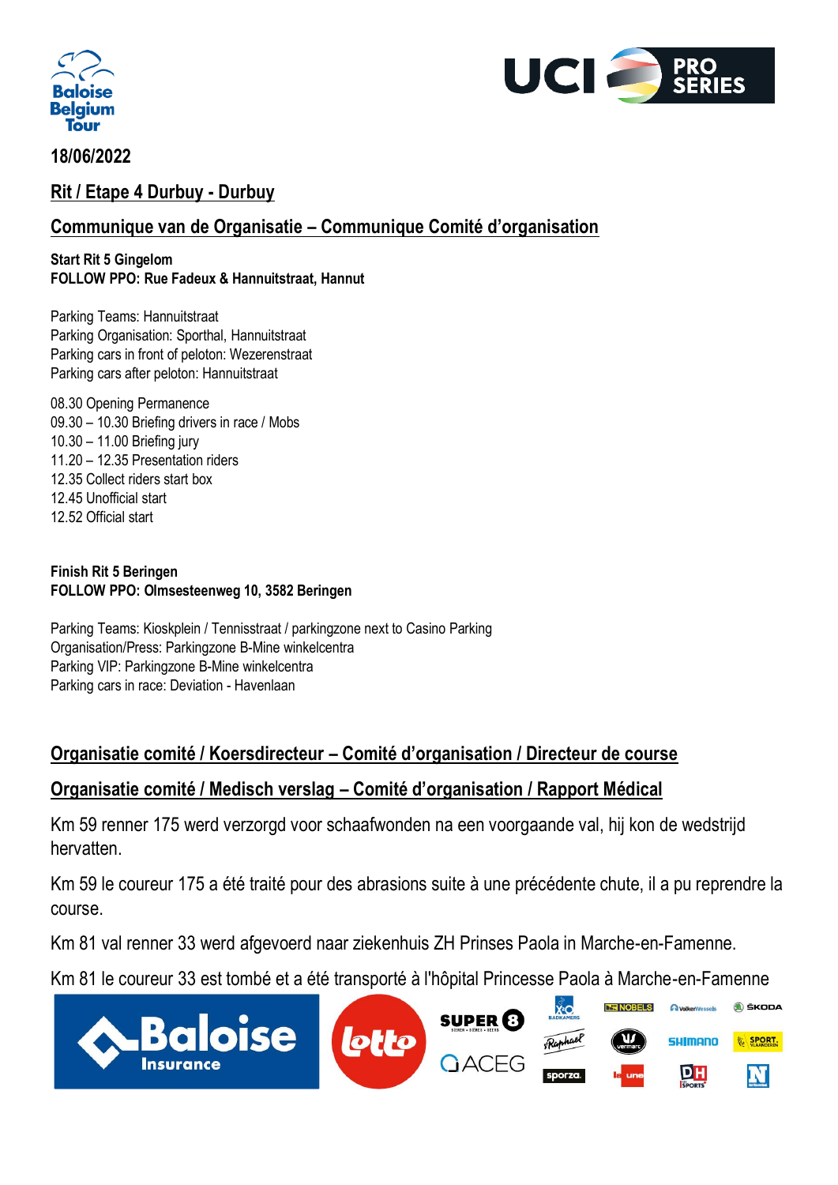**18/06/2022**

## Rit / Etape 4 Durbuy - Durbuy

## Communique van de Organisatie – Communique Comité d'organisation

**Start Rit 5 Gingelom**
**FOLLOW PPO: Rue Fadeux & Hannuitstraat, Hannut**

Parking Teams: Hannuitstraat
Parking Organisation: Sporthal, Hannuitstraat
Parking cars in front of peloton: Wezerenstraat
Parking cars after peloton: Hannuitstraat

08.30 Opening Permanence
09.30 – 10.30 Briefing drivers in race / Mobs
10.30 – 11.00 Briefing jury
11.20 – 12.35 Presentation riders
12.35 Collect riders start box
12.45 Unofficial start
12.52 Official start

**Finish Rit 5 Beringen**
**FOLLOW PPO: Olmsesteenweg 10, 3582 Beringen**

Parking Teams: Kioskplein / Tennisstraat / parkingzone next to Casino Parking
Organisation/Press: Parkingzone B-Mine winkelcentra
Parking VIP: Parkingzone B-Mine winkelcentra
Parking cars in race: Deviation - Havenlaan

## Organisatie comité / Koersdirecteur – Comité d'organisation / Directeur de course

## Organisatie comité / Medisch verslag – Comité d'organisation / Rapport Médical

Km 59 renner 175 werd verzorgd voor schaafwonden na een voorgaande val, hij kon de wedstrijd hervatten.

Km 59 le coureur 175 a été traité pour des abrasions suite à une précédente chute, il a pu reprendre la course.

Km 81 val renner 33 werd afgevoerd naar ziekenhuis ZH Prinses Paola in Marche-en-Famenne.

Km 81 le coureur 33 est tombé et a été transporté à l'hôpital Princesse Paola à Marche-en-Famenne